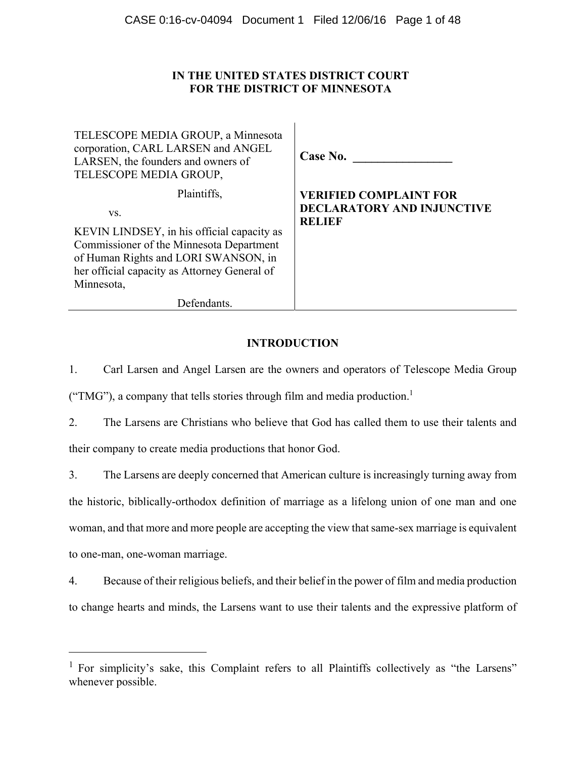**IN THE UNITED STATES DISTRICT COURT**
**FOR THE DISTRICT OF MINNESOTA**

| | |
|---|---|
| TELESCOPE MEDIA GROUP, a Minnesota corporation, CARL LARSEN and ANGEL LARSEN, the founders and owners of TELESCOPE MEDIA GROUP, | **Case No. \_\_\_\_\_\_\_\_\_\_\_\_\_\_\_\_** |
| Plaintiffs, | **VERIFIED COMPLAINT FOR DECLARATORY AND INJUNCTIVE RELIEF** |
| vs. | |
| KEVIN LINDSEY, in his official capacity as Commissioner of the Minnesota Department of Human Rights and LORI SWANSON, in her official capacity as Attorney General of Minnesota, | |
| Defendants. | |

## INTRODUCTION

1. Carl Larsen and Angel Larsen are the owners and operators of Telescope Media Group ("TMG"), a company that tells stories through film and media production.[1]

2. The Larsens are Christians who believe that God has called them to use their talents and their company to create media productions that honor God.

3. The Larsens are deeply concerned that American culture is increasingly turning away from the historic, biblically-orthodox definition of marriage as a lifelong union of one man and one woman, and that more and more people are accepting the view that same-sex marriage is equivalent to one-man, one-woman marriage.

4. Because of their religious beliefs, and their belief in the power of film and media production to change hearts and minds, the Larsens want to use their talents and the expressive platform of

---

[1] For simplicity's sake, this Complaint refers to all Plaintiffs collectively as "the Larsens" whenever possible.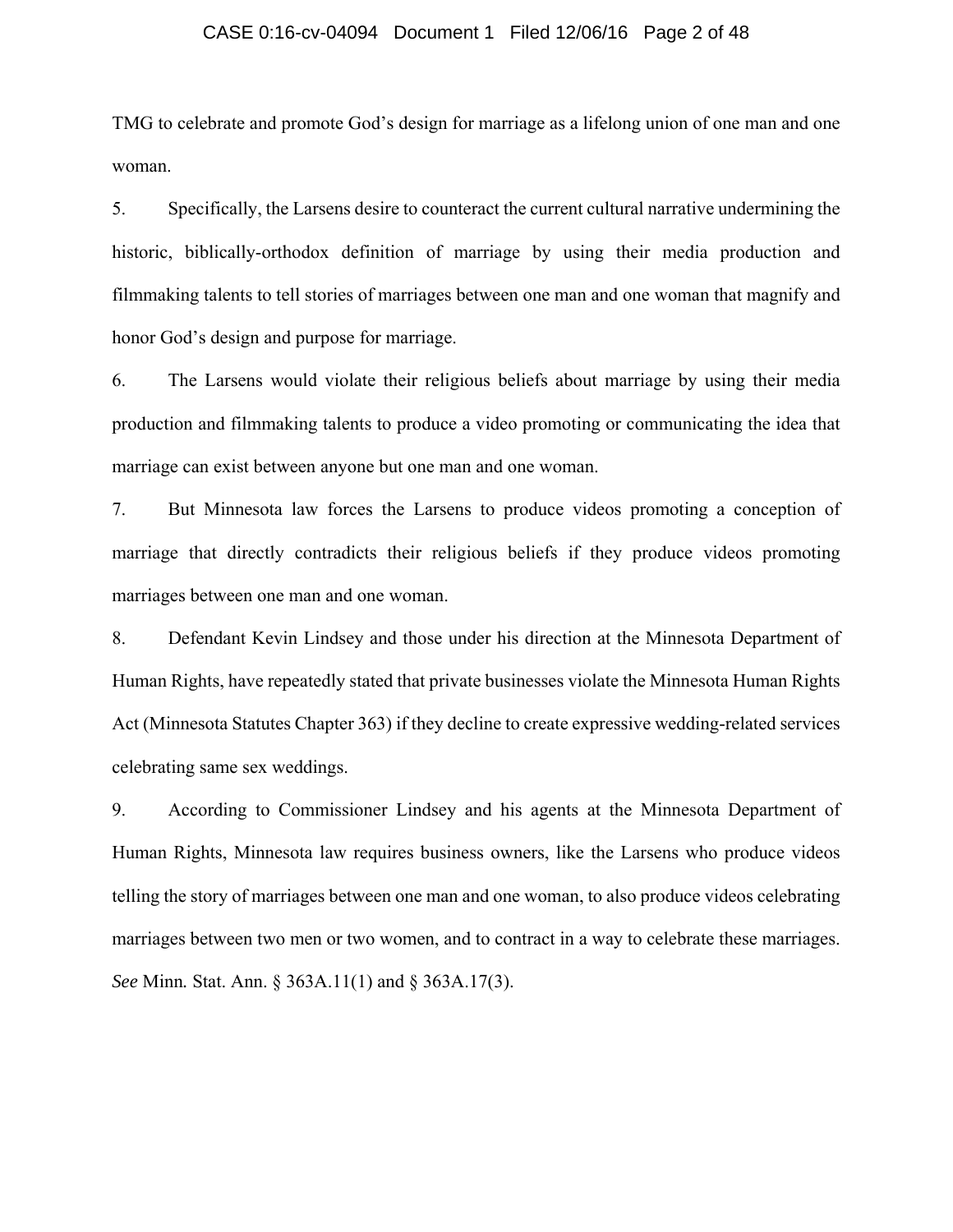TMG to celebrate and promote God's design for marriage as a lifelong union of one man and one woman.

5. Specifically, the Larsens desire to counteract the current cultural narrative undermining the historic, biblically-orthodox definition of marriage by using their media production and filmmaking talents to tell stories of marriages between one man and one woman that magnify and honor God's design and purpose for marriage.

6. The Larsens would violate their religious beliefs about marriage by using their media production and filmmaking talents to produce a video promoting or communicating the idea that marriage can exist between anyone but one man and one woman.

7. But Minnesota law forces the Larsens to produce videos promoting a conception of marriage that directly contradicts their religious beliefs if they produce videos promoting marriages between one man and one woman.

8. Defendant Kevin Lindsey and those under his direction at the Minnesota Department of Human Rights, have repeatedly stated that private businesses violate the Minnesota Human Rights Act (Minnesota Statutes Chapter 363) if they decline to create expressive wedding-related services celebrating same sex weddings.

9. According to Commissioner Lindsey and his agents at the Minnesota Department of Human Rights, Minnesota law requires business owners, like the Larsens who produce videos telling the story of marriages between one man and one woman, to also produce videos celebrating marriages between two men or two women, and to contract in a way to celebrate these marriages. *See* Minn. Stat. Ann. § 363A.11(1) and § 363A.17(3).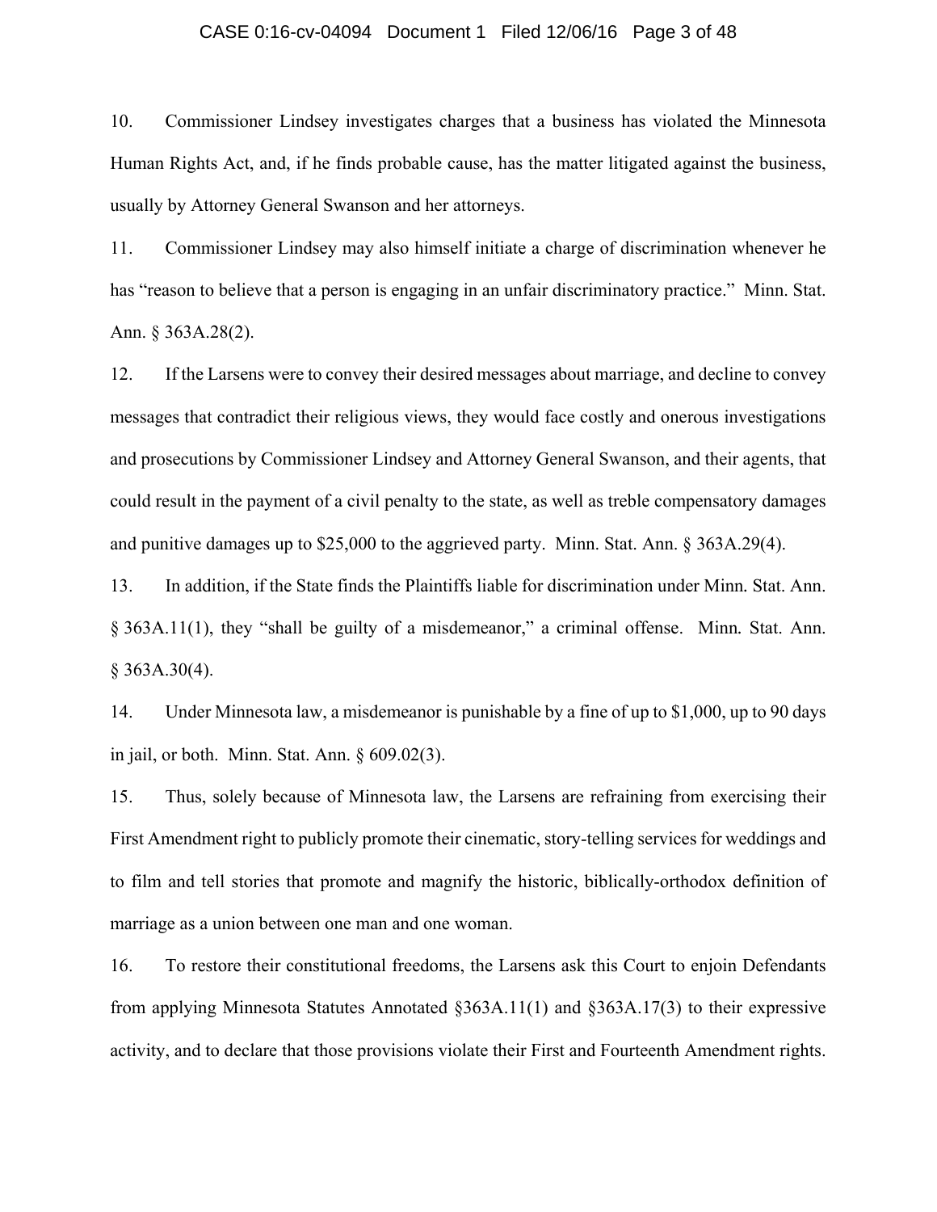10. Commissioner Lindsey investigates charges that a business has violated the Minnesota Human Rights Act, and, if he finds probable cause, has the matter litigated against the business, usually by Attorney General Swanson and her attorneys.

11. Commissioner Lindsey may also himself initiate a charge of discrimination whenever he has "reason to believe that a person is engaging in an unfair discriminatory practice." Minn. Stat. Ann. § 363A.28(2).

12. If the Larsens were to convey their desired messages about marriage, and decline to convey messages that contradict their religious views, they would face costly and onerous investigations and prosecutions by Commissioner Lindsey and Attorney General Swanson, and their agents, that could result in the payment of a civil penalty to the state, as well as treble compensatory damages and punitive damages up to $25,000 to the aggrieved party. Minn. Stat. Ann. § 363A.29(4).

13. In addition, if the State finds the Plaintiffs liable for discrimination under Minn. Stat. Ann. § 363A.11(1), they "shall be guilty of a misdemeanor," a criminal offense. Minn. Stat. Ann. § 363A.30(4).

14. Under Minnesota law, a misdemeanor is punishable by a fine of up to $1,000, up to 90 days in jail, or both. Minn. Stat. Ann. § 609.02(3).

15. Thus, solely because of Minnesota law, the Larsens are refraining from exercising their First Amendment right to publicly promote their cinematic, story-telling services for weddings and to film and tell stories that promote and magnify the historic, biblically-orthodox definition of marriage as a union between one man and one woman.

16. To restore their constitutional freedoms, the Larsens ask this Court to enjoin Defendants from applying Minnesota Statutes Annotated §363A.11(1) and §363A.17(3) to their expressive activity, and to declare that those provisions violate their First and Fourteenth Amendment rights.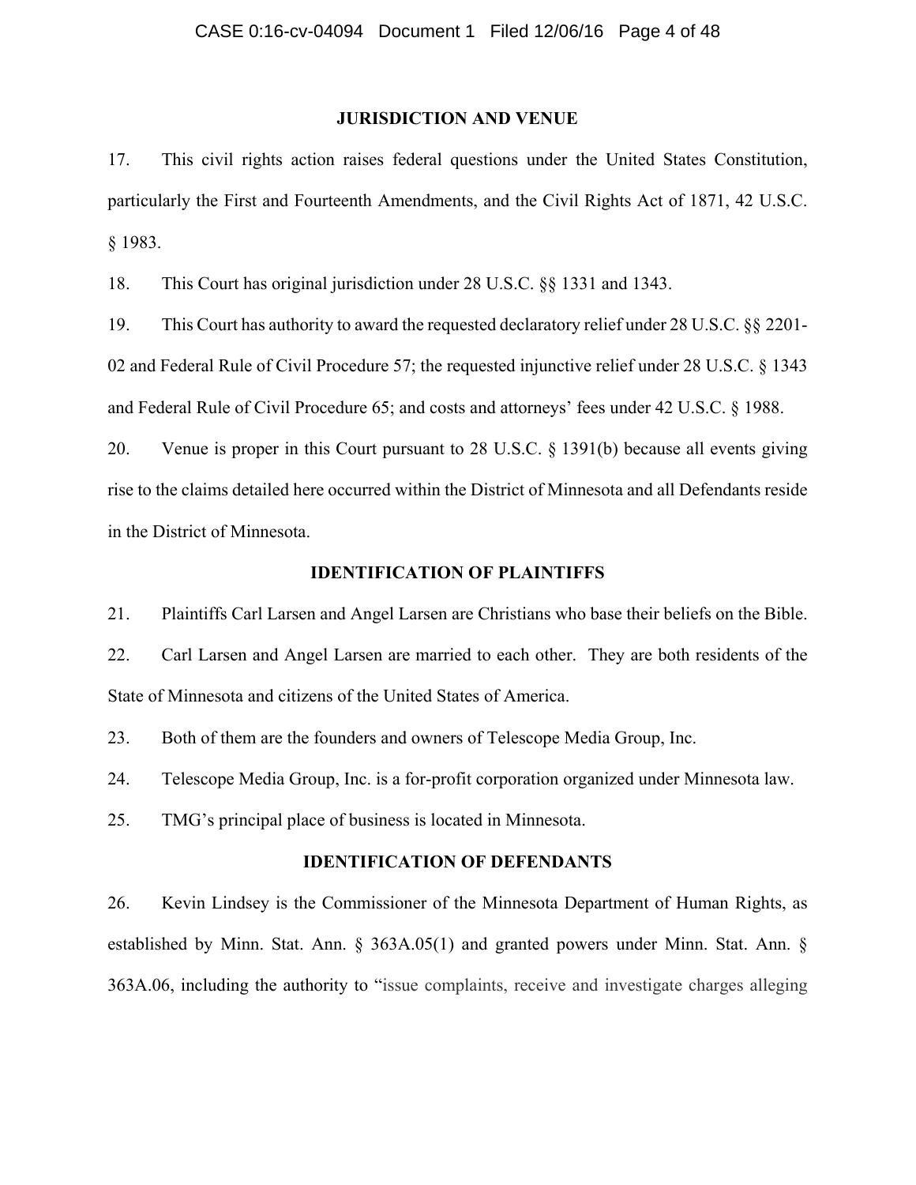## JURISDICTION AND VENUE

17. This civil rights action raises federal questions under the United States Constitution, particularly the First and Fourteenth Amendments, and the Civil Rights Act of 1871, 42 U.S.C. § 1983.

18. This Court has original jurisdiction under 28 U.S.C. §§ 1331 and 1343.

19. This Court has authority to award the requested declaratory relief under 28 U.S.C. §§ 2201-02 and Federal Rule of Civil Procedure 57; the requested injunctive relief under 28 U.S.C. § 1343 and Federal Rule of Civil Procedure 65; and costs and attorneys' fees under 42 U.S.C. § 1988.

20. Venue is proper in this Court pursuant to 28 U.S.C. § 1391(b) because all events giving rise to the claims detailed here occurred within the District of Minnesota and all Defendants reside in the District of Minnesota.

## IDENTIFICATION OF PLAINTIFFS

21. Plaintiffs Carl Larsen and Angel Larsen are Christians who base their beliefs on the Bible.

22. Carl Larsen and Angel Larsen are married to each other. They are both residents of the State of Minnesota and citizens of the United States of America.

23. Both of them are the founders and owners of Telescope Media Group, Inc.

24. Telescope Media Group, Inc. is a for-profit corporation organized under Minnesota law.

25. TMG's principal place of business is located in Minnesota.

## IDENTIFICATION OF DEFENDANTS

26. Kevin Lindsey is the Commissioner of the Minnesota Department of Human Rights, as established by Minn. Stat. Ann. § 363A.05(1) and granted powers under Minn. Stat. Ann. § 363A.06, including the authority to "issue complaints, receive and investigate charges alleging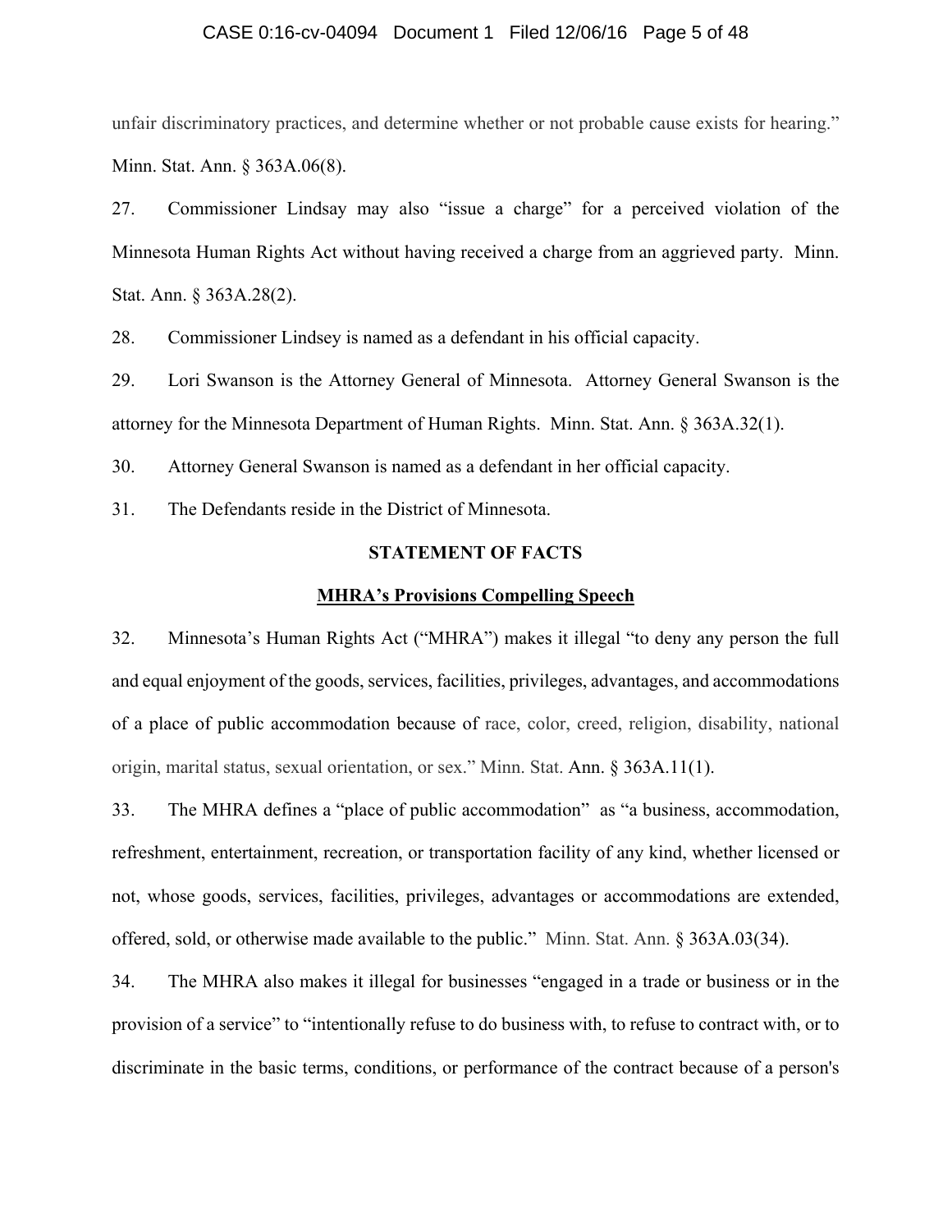unfair discriminatory practices, and determine whether or not probable cause exists for hearing." Minn. Stat. Ann. § 363A.06(8).

27. Commissioner Lindsay may also "issue a charge" for a perceived violation of the Minnesota Human Rights Act without having received a charge from an aggrieved party. Minn. Stat. Ann. § 363A.28(2).

28. Commissioner Lindsey is named as a defendant in his official capacity.

29. Lori Swanson is the Attorney General of Minnesota. Attorney General Swanson is the attorney for the Minnesota Department of Human Rights. Minn. Stat. Ann. § 363A.32(1).

30. Attorney General Swanson is named as a defendant in her official capacity.

31. The Defendants reside in the District of Minnesota.

## STATEMENT OF FACTS

### MHRA's Provisions Compelling Speech

32. Minnesota's Human Rights Act ("MHRA") makes it illegal "to deny any person the full and equal enjoyment of the goods, services, facilities, privileges, advantages, and accommodations of a place of public accommodation because of race, color, creed, religion, disability, national origin, marital status, sexual orientation, or sex." Minn. Stat. Ann. § 363A.11(1).

33. The MHRA defines a "place of public accommodation" as "a business, accommodation, refreshment, entertainment, recreation, or transportation facility of any kind, whether licensed or not, whose goods, services, facilities, privileges, advantages or accommodations are extended, offered, sold, or otherwise made available to the public." Minn. Stat. Ann. § 363A.03(34).

34. The MHRA also makes it illegal for businesses "engaged in a trade or business or in the provision of a service" to "intentionally refuse to do business with, to refuse to contract with, or to discriminate in the basic terms, conditions, or performance of the contract because of a person's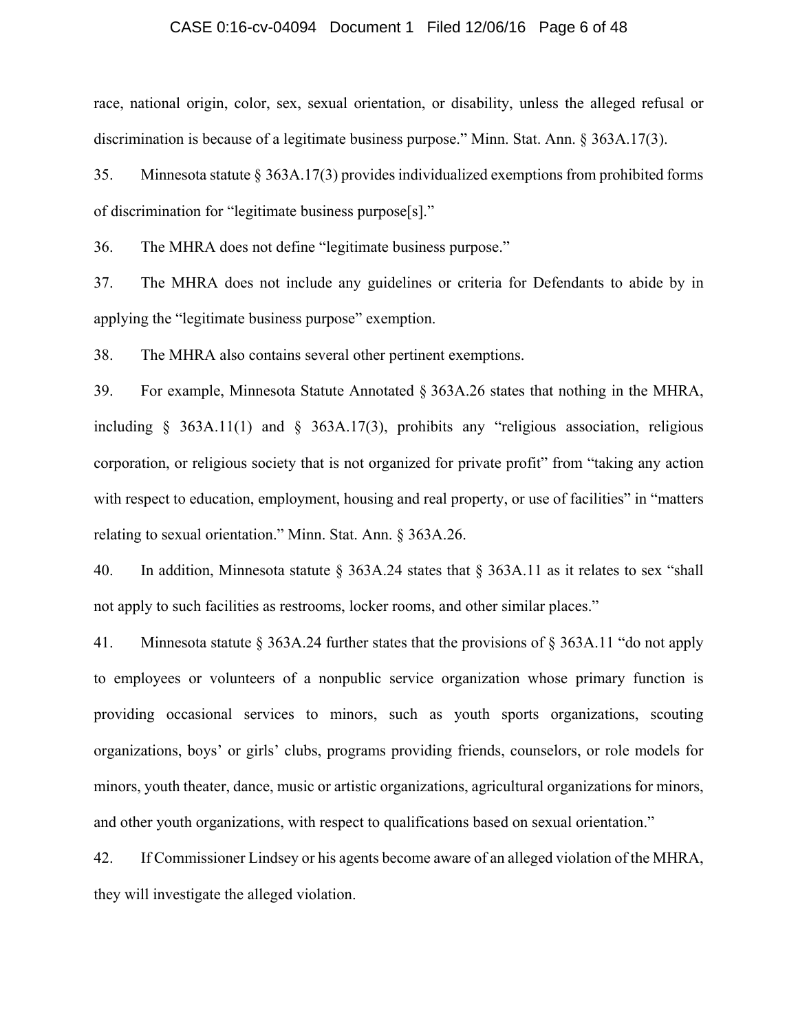race, national origin, color, sex, sexual orientation, or disability, unless the alleged refusal or discrimination is because of a legitimate business purpose." Minn. Stat. Ann. § 363A.17(3).

35. Minnesota statute § 363A.17(3) provides individualized exemptions from prohibited forms of discrimination for "legitimate business purpose[s]."

36. The MHRA does not define "legitimate business purpose."

37. The MHRA does not include any guidelines or criteria for Defendants to abide by in applying the "legitimate business purpose" exemption.

38. The MHRA also contains several other pertinent exemptions.

39. For example, Minnesota Statute Annotated § 363A.26 states that nothing in the MHRA, including § 363A.11(1) and § 363A.17(3), prohibits any "religious association, religious corporation, or religious society that is not organized for private profit" from "taking any action with respect to education, employment, housing and real property, or use of facilities" in "matters relating to sexual orientation." Minn. Stat. Ann. § 363A.26.

40. In addition, Minnesota statute § 363A.24 states that § 363A.11 as it relates to sex "shall not apply to such facilities as restrooms, locker rooms, and other similar places."

41. Minnesota statute § 363A.24 further states that the provisions of § 363A.11 "do not apply to employees or volunteers of a nonpublic service organization whose primary function is providing occasional services to minors, such as youth sports organizations, scouting organizations, boys' or girls' clubs, programs providing friends, counselors, or role models for minors, youth theater, dance, music or artistic organizations, agricultural organizations for minors, and other youth organizations, with respect to qualifications based on sexual orientation."

42. If Commissioner Lindsey or his agents become aware of an alleged violation of the MHRA, they will investigate the alleged violation.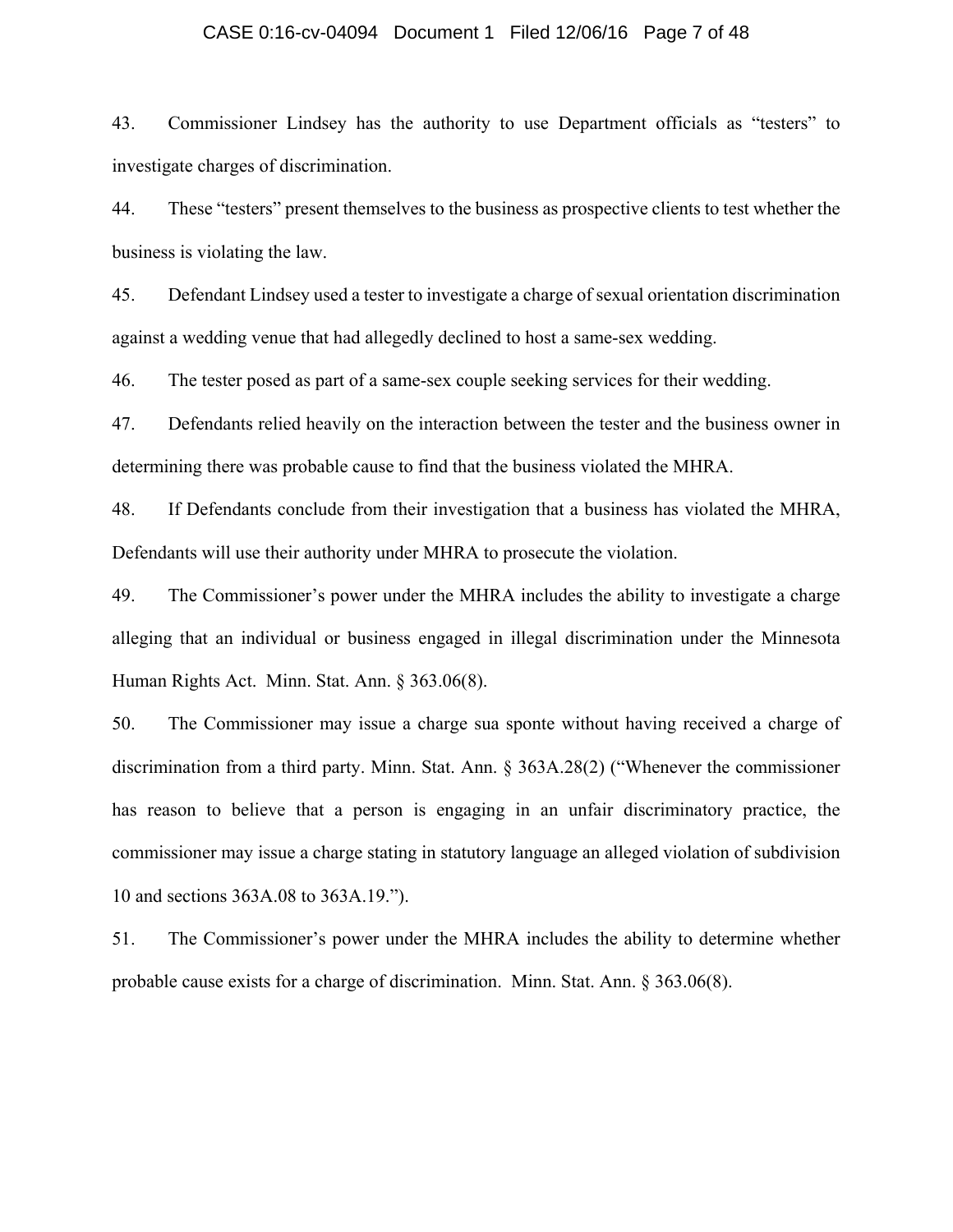43. Commissioner Lindsey has the authority to use Department officials as "testers" to investigate charges of discrimination.

44. These "testers" present themselves to the business as prospective clients to test whether the business is violating the law.

45. Defendant Lindsey used a tester to investigate a charge of sexual orientation discrimination against a wedding venue that had allegedly declined to host a same-sex wedding.

46. The tester posed as part of a same-sex couple seeking services for their wedding.

47. Defendants relied heavily on the interaction between the tester and the business owner in determining there was probable cause to find that the business violated the MHRA.

48. If Defendants conclude from their investigation that a business has violated the MHRA, Defendants will use their authority under MHRA to prosecute the violation.

49. The Commissioner's power under the MHRA includes the ability to investigate a charge alleging that an individual or business engaged in illegal discrimination under the Minnesota Human Rights Act. Minn. Stat. Ann. § 363.06(8).

50. The Commissioner may issue a charge sua sponte without having received a charge of discrimination from a third party. Minn. Stat. Ann. § 363A.28(2) ("Whenever the commissioner has reason to believe that a person is engaging in an unfair discriminatory practice, the commissioner may issue a charge stating in statutory language an alleged violation of subdivision 10 and sections 363A.08 to 363A.19.").

51. The Commissioner's power under the MHRA includes the ability to determine whether probable cause exists for a charge of discrimination. Minn. Stat. Ann. § 363.06(8).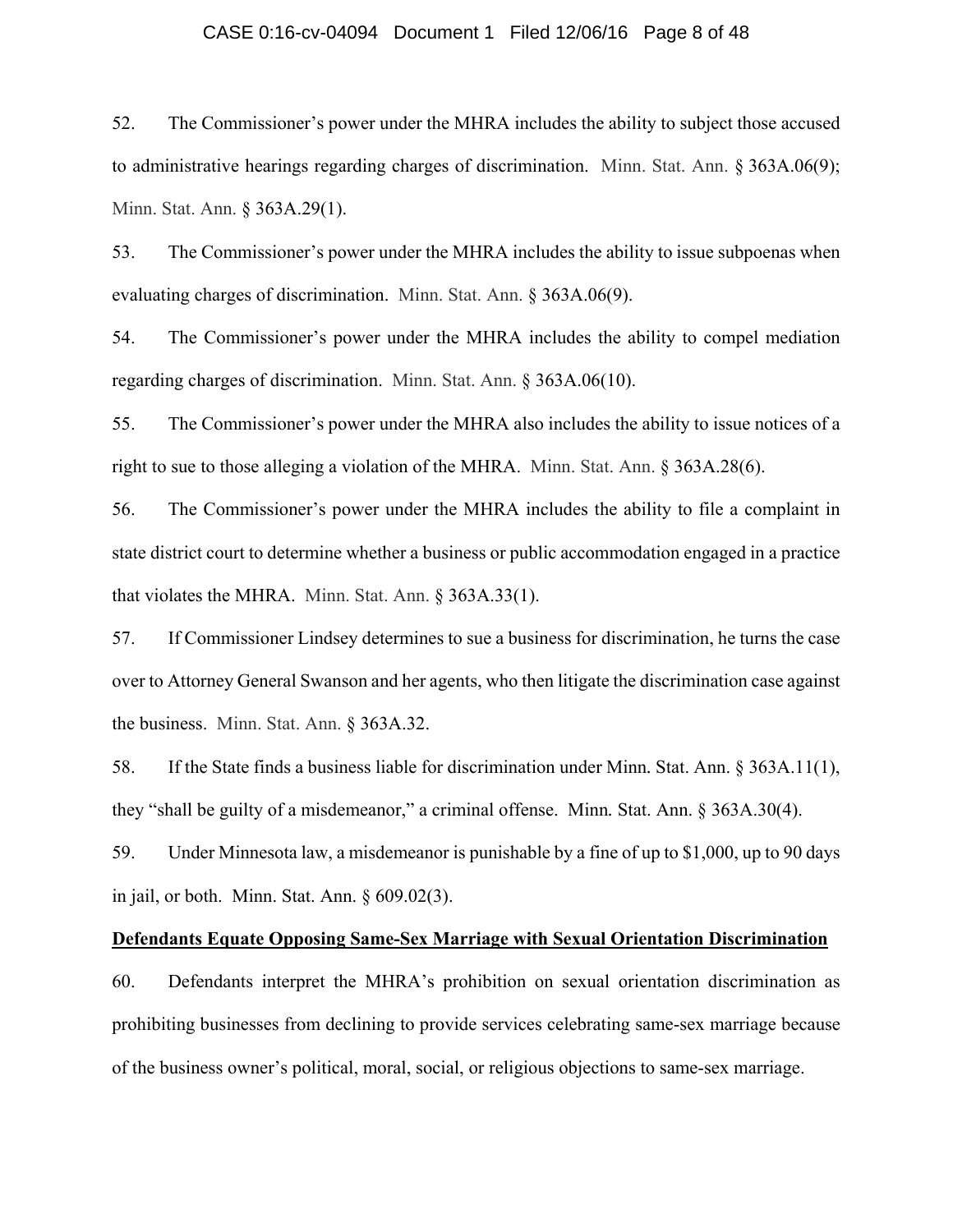52. The Commissioner's power under the MHRA includes the ability to subject those accused to administrative hearings regarding charges of discrimination. Minn. Stat. Ann. § 363A.06(9); Minn. Stat. Ann. § 363A.29(1).

53. The Commissioner's power under the MHRA includes the ability to issue subpoenas when evaluating charges of discrimination. Minn. Stat. Ann. § 363A.06(9).

54. The Commissioner's power under the MHRA includes the ability to compel mediation regarding charges of discrimination. Minn. Stat. Ann. § 363A.06(10).

55. The Commissioner's power under the MHRA also includes the ability to issue notices of a right to sue to those alleging a violation of the MHRA. Minn. Stat. Ann. § 363A.28(6).

56. The Commissioner's power under the MHRA includes the ability to file a complaint in state district court to determine whether a business or public accommodation engaged in a practice that violates the MHRA. Minn. Stat. Ann. § 363A.33(1).

57. If Commissioner Lindsey determines to sue a business for discrimination, he turns the case over to Attorney General Swanson and her agents, who then litigate the discrimination case against the business. Minn. Stat. Ann. § 363A.32.

58. If the State finds a business liable for discrimination under Minn. Stat. Ann. § 363A.11(1), they "shall be guilty of a misdemeanor," a criminal offense. Minn. Stat. Ann. § 363A.30(4).

59. Under Minnesota law, a misdemeanor is punishable by a fine of up to $1,000, up to 90 days in jail, or both. Minn. Stat. Ann. § 609.02(3).

**<u>Defendants Equate Opposing Same-Sex Marriage with Sexual Orientation Discrimination</u>**

60. Defendants interpret the MHRA's prohibition on sexual orientation discrimination as prohibiting businesses from declining to provide services celebrating same-sex marriage because of the business owner's political, moral, social, or religious objections to same-sex marriage.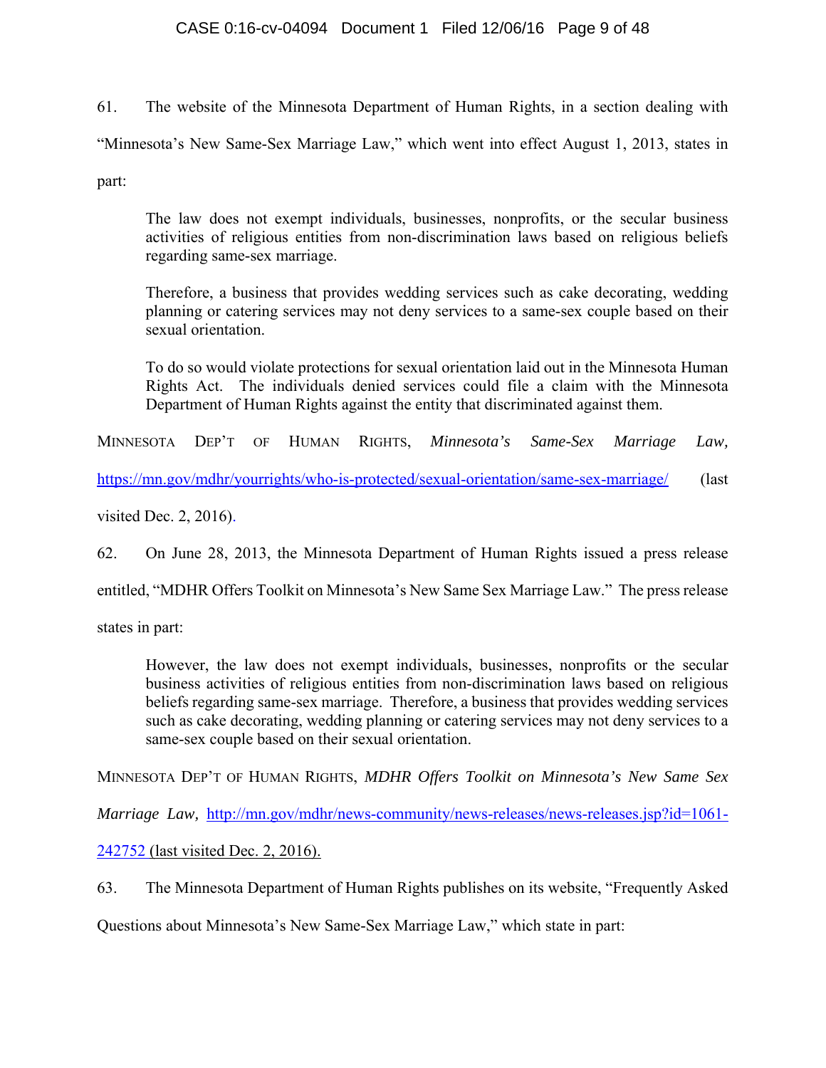61. The website of the Minnesota Department of Human Rights, in a section dealing with "Minnesota's New Same-Sex Marriage Law," which went into effect August 1, 2013, states in part:

> The law does not exempt individuals, businesses, nonprofits, or the secular business activities of religious entities from non-discrimination laws based on religious beliefs regarding same-sex marriage.
>
> Therefore, a business that provides wedding services such as cake decorating, wedding planning or catering services may not deny services to a same-sex couple based on their sexual orientation.
>
> To do so would violate protections for sexual orientation laid out in the Minnesota Human Rights Act. The individuals denied services could file a claim with the Minnesota Department of Human Rights against the entity that discriminated against them.

MINNESOTA DEP'T OF HUMAN RIGHTS, *Minnesota's Same-Sex Marriage Law,* https://mn.gov/mdhr/yourrights/who-is-protected/sexual-orientation/same-sex-marriage/ (last visited Dec. 2, 2016).

62. On June 28, 2013, the Minnesota Department of Human Rights issued a press release entitled, "MDHR Offers Toolkit on Minnesota's New Same Sex Marriage Law." The press release states in part:

> However, the law does not exempt individuals, businesses, nonprofits or the secular business activities of religious entities from non-discrimination laws based on religious beliefs regarding same-sex marriage. Therefore, a business that provides wedding services such as cake decorating, wedding planning or catering services may not deny services to a same-sex couple based on their sexual orientation.

MINNESOTA DEP'T OF HUMAN RIGHTS, *MDHR Offers Toolkit on Minnesota's New Same Sex Marriage Law,* http://mn.gov/mdhr/news-community/news-releases/news-releases.jsp?id=1061-242752 (last visited Dec. 2, 2016).

63. The Minnesota Department of Human Rights publishes on its website, "Frequently Asked Questions about Minnesota's New Same-Sex Marriage Law," which state in part: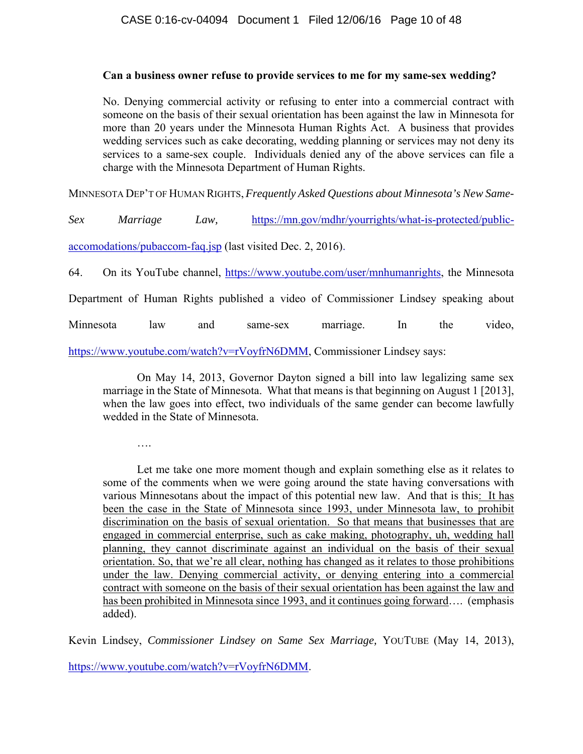> **Can a business owner refuse to provide services to me for my same-sex wedding?**
>
> No. Denying commercial activity or refusing to enter into a commercial contract with someone on the basis of their sexual orientation has been against the law in Minnesota for more than 20 years under the Minnesota Human Rights Act. A business that provides wedding services such as cake decorating, wedding planning or services may not deny its services to a same-sex couple. Individuals denied any of the above services can file a charge with the Minnesota Department of Human Rights.

MINNESOTA DEP'T OF HUMAN RIGHTS, *Frequently Asked Questions about Minnesota's New Same-Sex Marriage Law,* https://mn.gov/mdhr/yourrights/what-is-protected/public-accomodations/pubaccom-faq.jsp (last visited Dec. 2, 2016).

64. On its YouTube channel, https://www.youtube.com/user/mnhumanrights, the Minnesota Department of Human Rights published a video of Commissioner Lindsey speaking about Minnesota law and same-sex marriage. In the video, https://www.youtube.com/watch?v=rVoyfrN6DMM, Commissioner Lindsey says:

> On May 14, 2013, Governor Dayton signed a bill into law legalizing same sex marriage in the State of Minnesota. What that means is that beginning on August 1 [2013], when the law goes into effect, two individuals of the same gender can become lawfully wedded in the State of Minnesota.
>
> ….
>
> Let me take one more moment though and explain something else as it relates to some of the comments when we were going around the state having conversations with various Minnesotans about the impact of this potential new law. And that is this: <u>It has been the case in the State of Minnesota since 1993, under Minnesota law, to prohibit discrimination on the basis of sexual orientation. So that means that businesses that are engaged in commercial enterprise, such as cake making, photography, uh, wedding hall planning, they cannot discriminate against an individual on the basis of their sexual orientation. So, that we're all clear, nothing has changed as it relates to those prohibitions under the law. Denying commercial activity, or denying entering into a commercial contract with someone on the basis of their sexual orientation has been against the law and has been prohibited in Minnesota since 1993, and it continues going forward</u>…. (emphasis added).

Kevin Lindsey, *Commissioner Lindsey on Same Sex Marriage,* YOUTUBE (May 14, 2013), https://www.youtube.com/watch?v=rVoyfrN6DMM.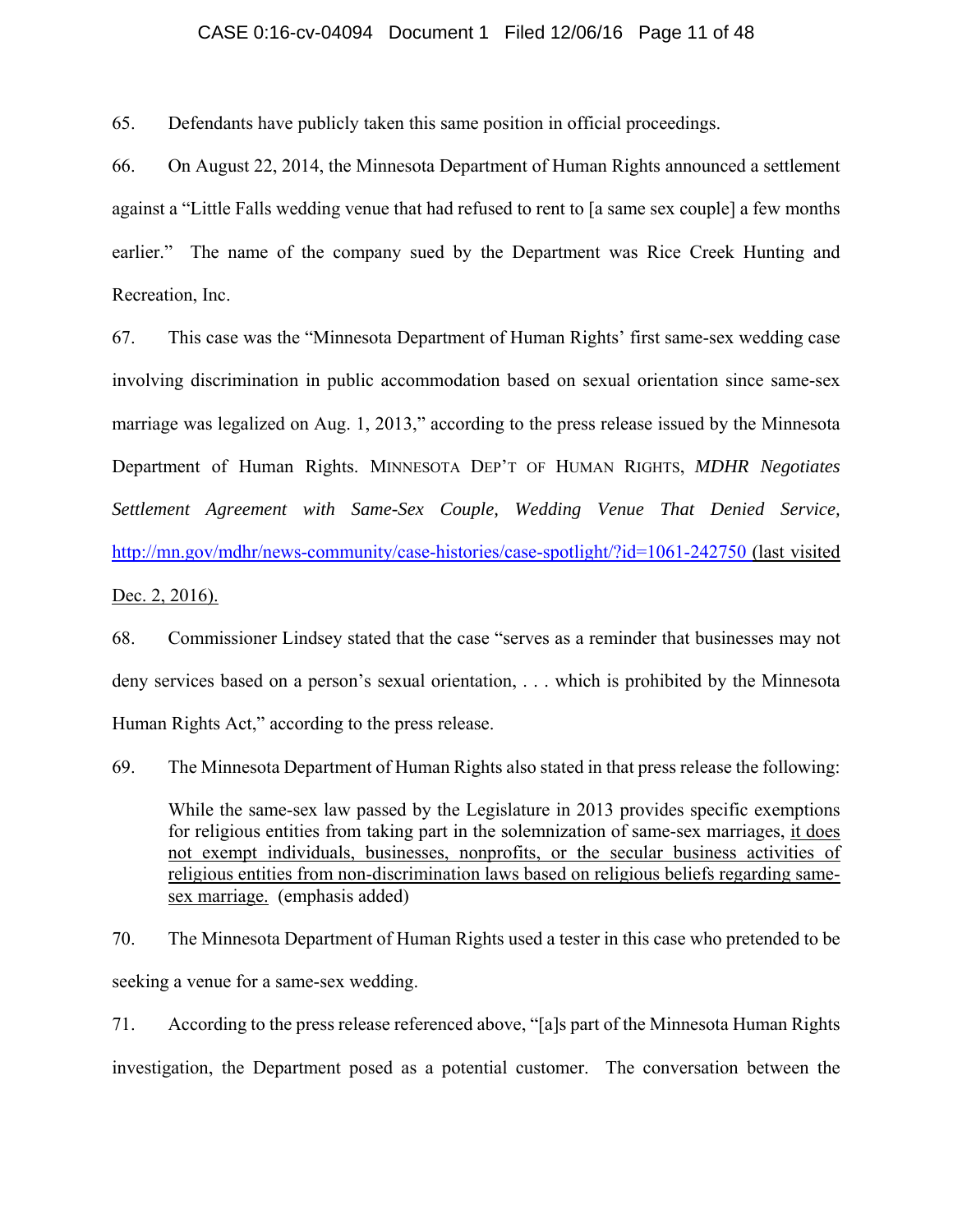65. Defendants have publicly taken this same position in official proceedings.

66. On August 22, 2014, the Minnesota Department of Human Rights announced a settlement against a "Little Falls wedding venue that had refused to rent to [a same sex couple] a few months earlier." The name of the company sued by the Department was Rice Creek Hunting and Recreation, Inc.

67. This case was the "Minnesota Department of Human Rights' first same-sex wedding case involving discrimination in public accommodation based on sexual orientation since same-sex marriage was legalized on Aug. 1, 2013," according to the press release issued by the Minnesota Department of Human Rights. MINNESOTA DEP'T OF HUMAN RIGHTS, *MDHR Negotiates Settlement Agreement with Same-Sex Couple, Wedding Venue That Denied Service,* http://mn.gov/mdhr/news-community/case-histories/case-spotlight/?id=1061-242750 (last visited Dec. 2, 2016).

68. Commissioner Lindsey stated that the case "serves as a reminder that businesses may not deny services based on a person's sexual orientation, . . . which is prohibited by the Minnesota Human Rights Act," according to the press release.

69. The Minnesota Department of Human Rights also stated in that press release the following:

> While the same-sex law passed by the Legislature in 2013 provides specific exemptions for religious entities from taking part in the solemnization of same-sex marriages, <u>it does not exempt individuals, businesses, nonprofits, or the secular business activities of religious entities from non-discrimination laws based on religious beliefs regarding same-sex marriage.</u> (emphasis added)

70. The Minnesota Department of Human Rights used a tester in this case who pretended to be seeking a venue for a same-sex wedding.

71. According to the press release referenced above, "[a]s part of the Minnesota Human Rights investigation, the Department posed as a potential customer. The conversation between the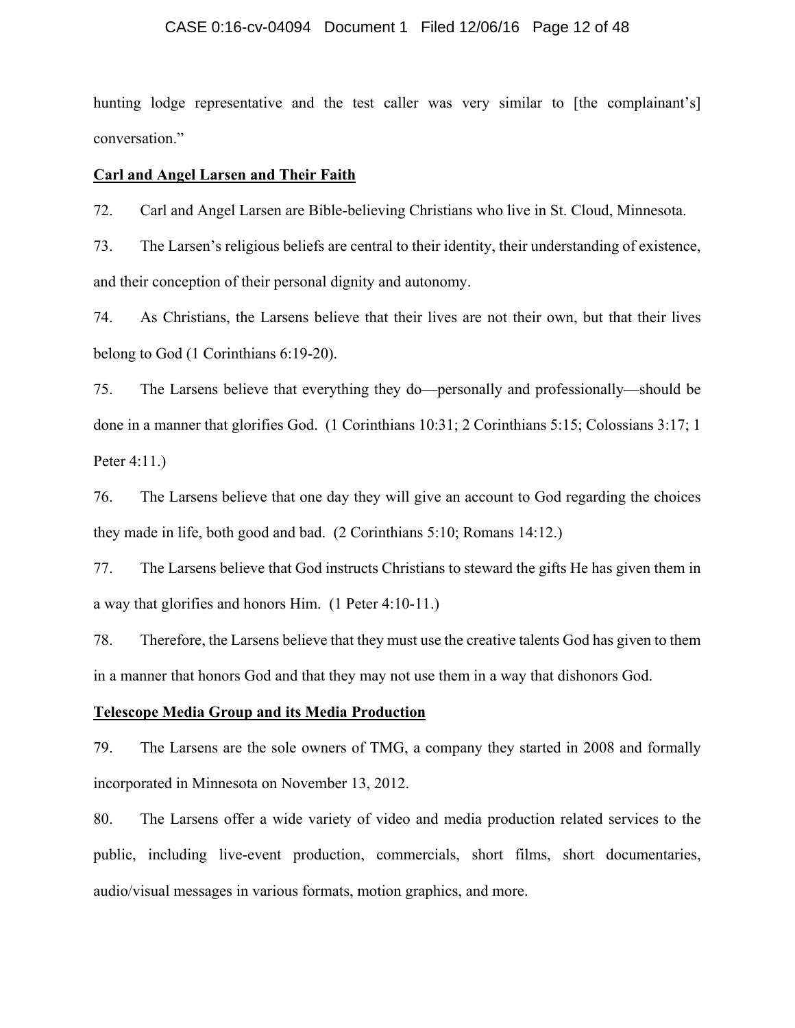hunting lodge representative and the test caller was very similar to [the complainant's] conversation."

**Carl and Angel Larsen and Their Faith**

72. Carl and Angel Larsen are Bible-believing Christians who live in St. Cloud, Minnesota.

73. The Larsen's religious beliefs are central to their identity, their understanding of existence, and their conception of their personal dignity and autonomy.

74. As Christians, the Larsens believe that their lives are not their own, but that their lives belong to God (1 Corinthians 6:19-20).

75. The Larsens believe that everything they do—personally and professionally—should be done in a manner that glorifies God. (1 Corinthians 10:31; 2 Corinthians 5:15; Colossians 3:17; 1 Peter 4:11.)

76. The Larsens believe that one day they will give an account to God regarding the choices they made in life, both good and bad. (2 Corinthians 5:10; Romans 14:12.)

77. The Larsens believe that God instructs Christians to steward the gifts He has given them in a way that glorifies and honors Him. (1 Peter 4:10-11.)

78. Therefore, the Larsens believe that they must use the creative talents God has given to them in a manner that honors God and that they may not use them in a way that dishonors God.

**Telescope Media Group and its Media Production**

79. The Larsens are the sole owners of TMG, a company they started in 2008 and formally incorporated in Minnesota on November 13, 2012.

80. The Larsens offer a wide variety of video and media production related services to the public, including live-event production, commercials, short films, short documentaries, audio/visual messages in various formats, motion graphics, and more.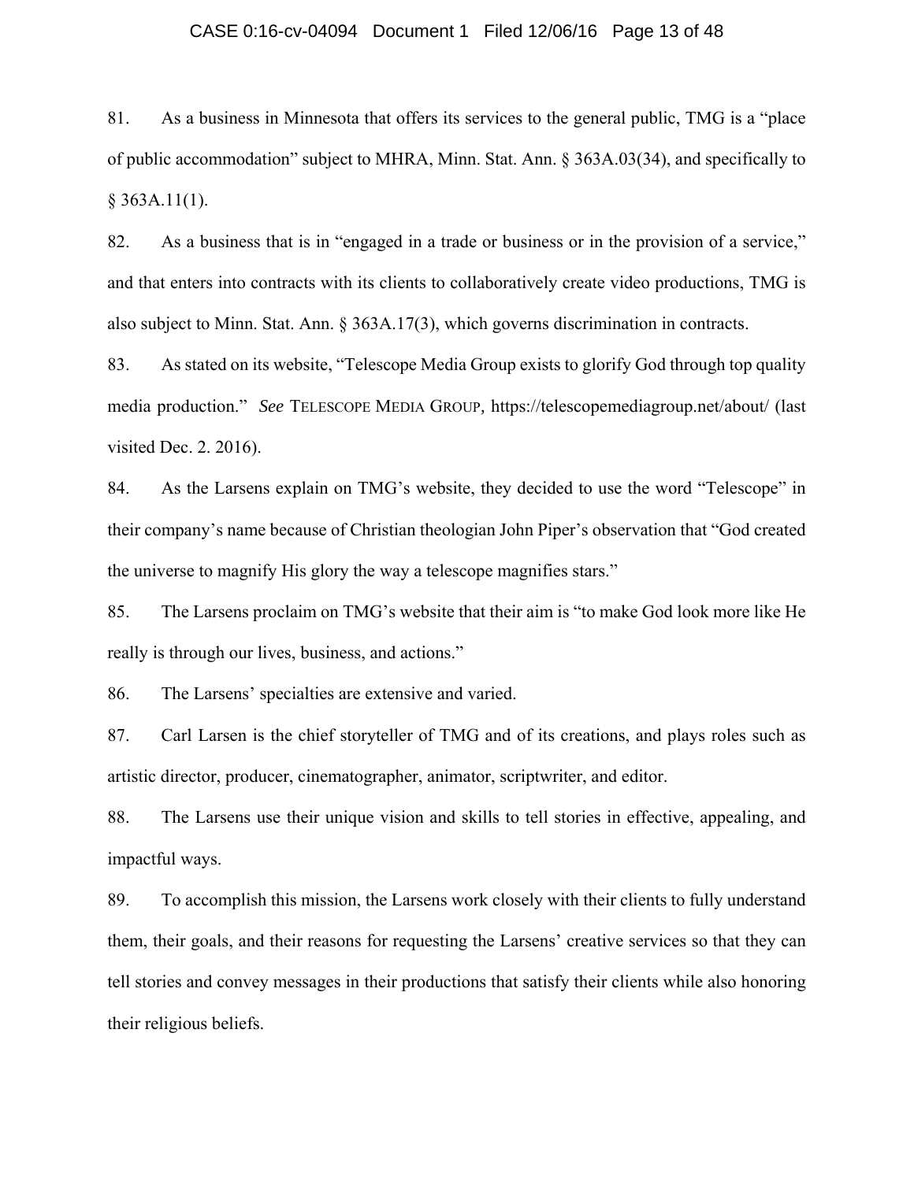81. As a business in Minnesota that offers its services to the general public, TMG is a "place of public accommodation" subject to MHRA, Minn. Stat. Ann. § 363A.03(34), and specifically to § 363A.11(1).

82. As a business that is in "engaged in a trade or business or in the provision of a service," and that enters into contracts with its clients to collaboratively create video productions, TMG is also subject to Minn. Stat. Ann. § 363A.17(3), which governs discrimination in contracts.

83. As stated on its website, "Telescope Media Group exists to glorify God through top quality media production." *See* TELESCOPE MEDIA GROUP, https://telescopemediagroup.net/about/ (last visited Dec. 2. 2016).

84. As the Larsens explain on TMG's website, they decided to use the word "Telescope" in their company's name because of Christian theologian John Piper's observation that "God created the universe to magnify His glory the way a telescope magnifies stars."

85. The Larsens proclaim on TMG's website that their aim is "to make God look more like He really is through our lives, business, and actions."

86. The Larsens' specialties are extensive and varied.

87. Carl Larsen is the chief storyteller of TMG and of its creations, and plays roles such as artistic director, producer, cinematographer, animator, scriptwriter, and editor.

88. The Larsens use their unique vision and skills to tell stories in effective, appealing, and impactful ways.

89. To accomplish this mission, the Larsens work closely with their clients to fully understand them, their goals, and their reasons for requesting the Larsens' creative services so that they can tell stories and convey messages in their productions that satisfy their clients while also honoring their religious beliefs.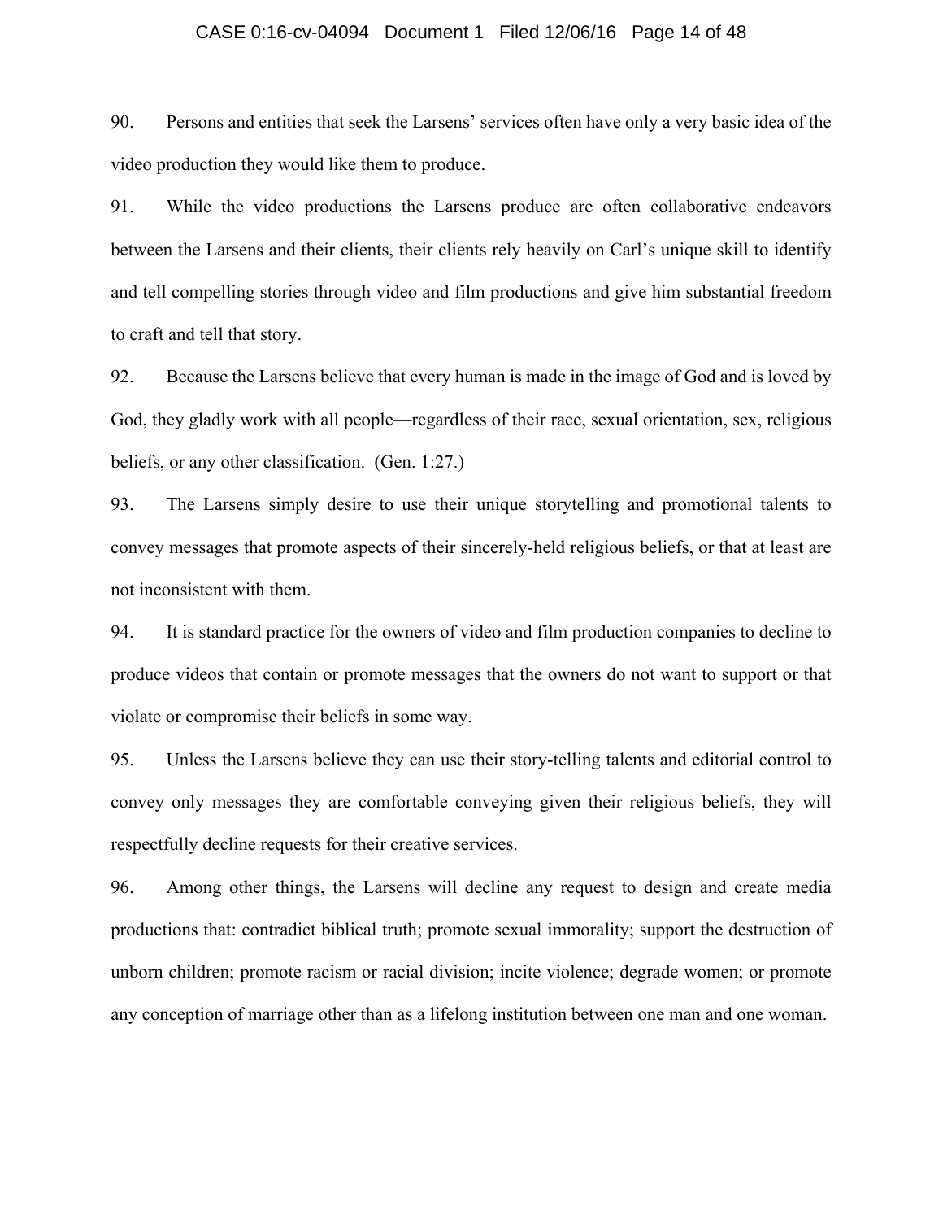90. Persons and entities that seek the Larsens' services often have only a very basic idea of the video production they would like them to produce.

91. While the video productions the Larsens produce are often collaborative endeavors between the Larsens and their clients, their clients rely heavily on Carl's unique skill to identify and tell compelling stories through video and film productions and give him substantial freedom to craft and tell that story.

92. Because the Larsens believe that every human is made in the image of God and is loved by God, they gladly work with all people—regardless of their race, sexual orientation, sex, religious beliefs, or any other classification. (Gen. 1:27.)

93. The Larsens simply desire to use their unique storytelling and promotional talents to convey messages that promote aspects of their sincerely-held religious beliefs, or that at least are not inconsistent with them.

94. It is standard practice for the owners of video and film production companies to decline to produce videos that contain or promote messages that the owners do not want to support or that violate or compromise their beliefs in some way.

95. Unless the Larsens believe they can use their story-telling talents and editorial control to convey only messages they are comfortable conveying given their religious beliefs, they will respectfully decline requests for their creative services.

96. Among other things, the Larsens will decline any request to design and create media productions that: contradict biblical truth; promote sexual immorality; support the destruction of unborn children; promote racism or racial division; incite violence; degrade women; or promote any conception of marriage other than as a lifelong institution between one man and one woman.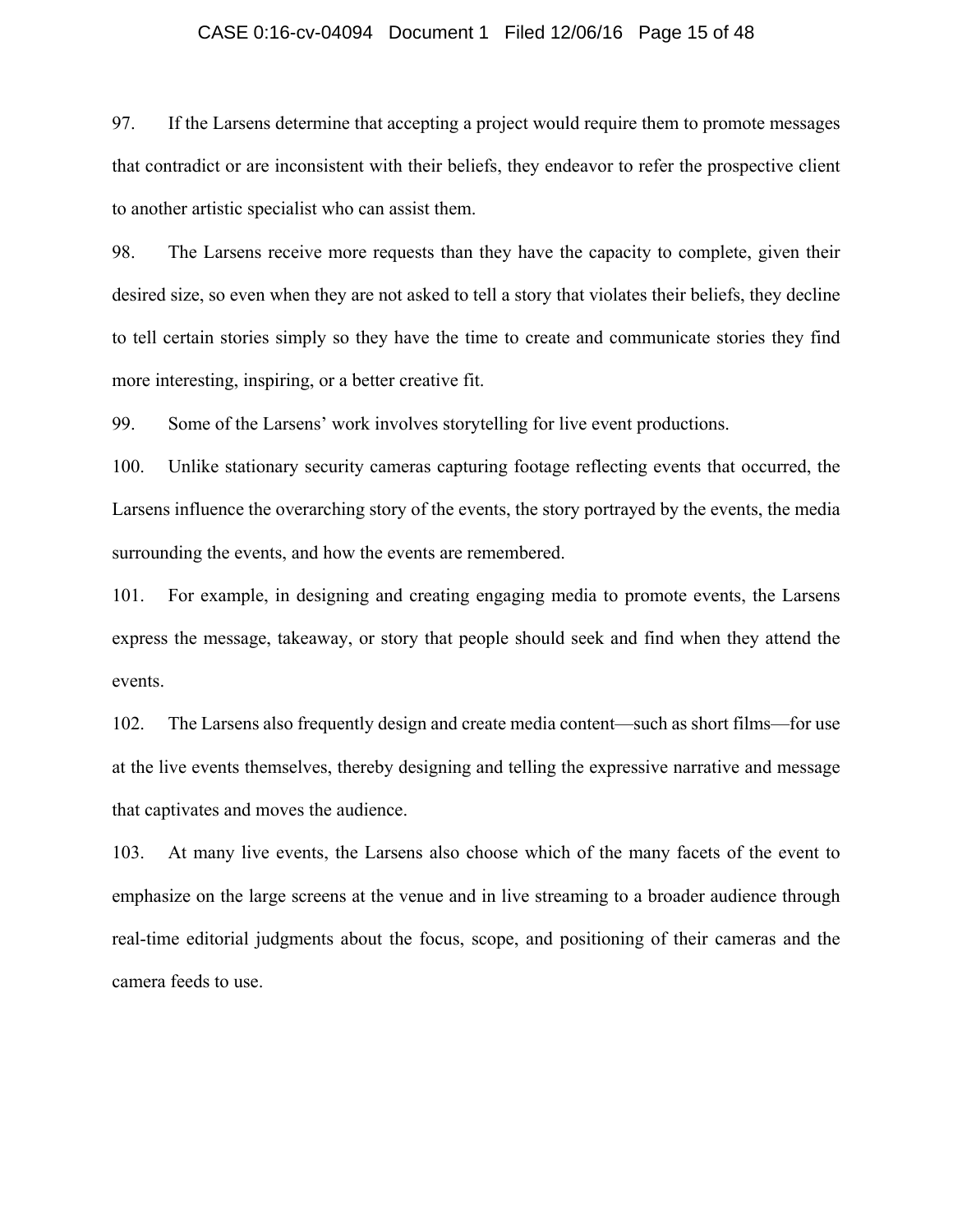97. If the Larsens determine that accepting a project would require them to promote messages that contradict or are inconsistent with their beliefs, they endeavor to refer the prospective client to another artistic specialist who can assist them.

98. The Larsens receive more requests than they have the capacity to complete, given their desired size, so even when they are not asked to tell a story that violates their beliefs, they decline to tell certain stories simply so they have the time to create and communicate stories they find more interesting, inspiring, or a better creative fit.

99. Some of the Larsens' work involves storytelling for live event productions.

100. Unlike stationary security cameras capturing footage reflecting events that occurred, the Larsens influence the overarching story of the events, the story portrayed by the events, the media surrounding the events, and how the events are remembered.

101. For example, in designing and creating engaging media to promote events, the Larsens express the message, takeaway, or story that people should seek and find when they attend the events.

102. The Larsens also frequently design and create media content—such as short films—for use at the live events themselves, thereby designing and telling the expressive narrative and message that captivates and moves the audience.

103. At many live events, the Larsens also choose which of the many facets of the event to emphasize on the large screens at the venue and in live streaming to a broader audience through real-time editorial judgments about the focus, scope, and positioning of their cameras and the camera feeds to use.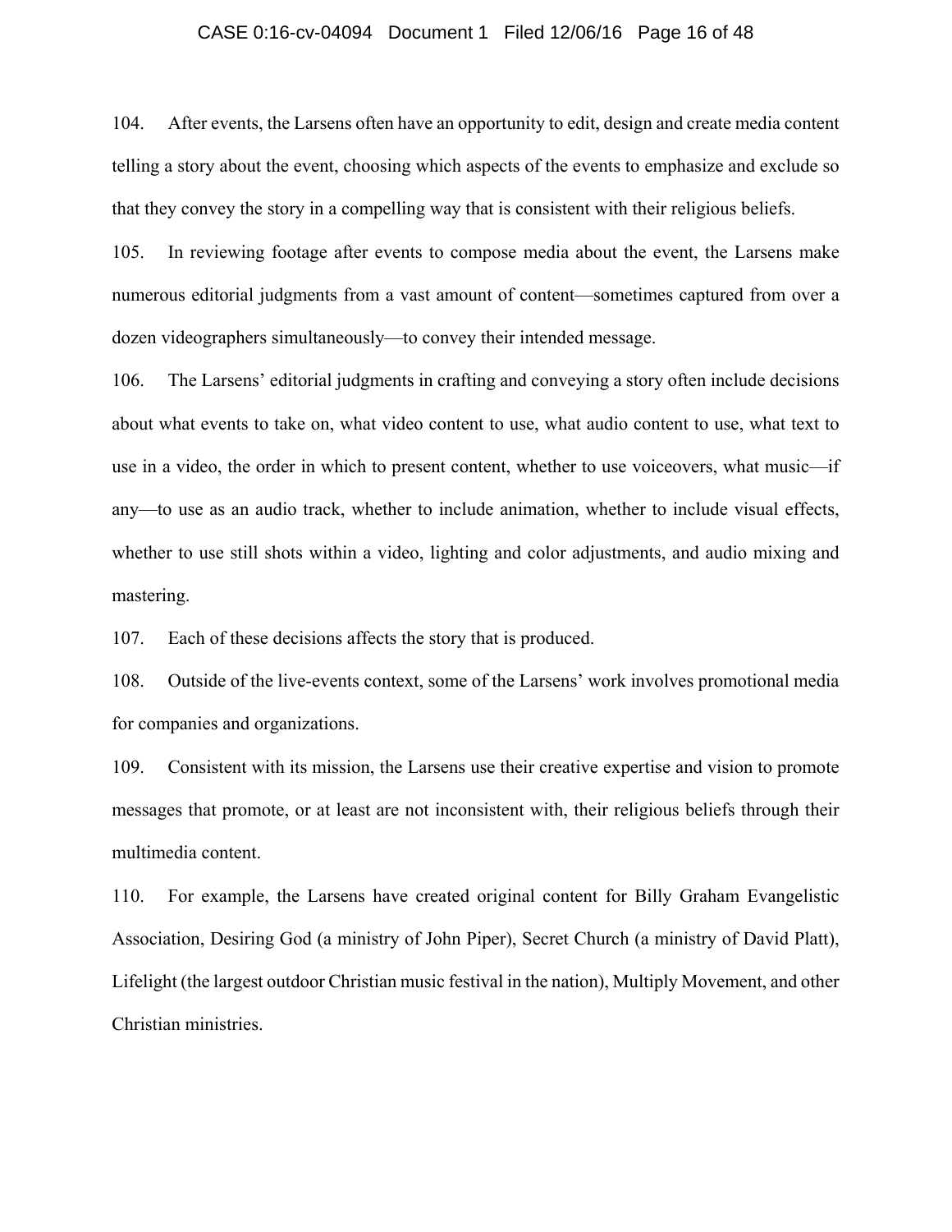104. After events, the Larsens often have an opportunity to edit, design and create media content telling a story about the event, choosing which aspects of the events to emphasize and exclude so that they convey the story in a compelling way that is consistent with their religious beliefs.

105. In reviewing footage after events to compose media about the event, the Larsens make numerous editorial judgments from a vast amount of content—sometimes captured from over a dozen videographers simultaneously—to convey their intended message.

106. The Larsens' editorial judgments in crafting and conveying a story often include decisions about what events to take on, what video content to use, what audio content to use, what text to use in a video, the order in which to present content, whether to use voiceovers, what music—if any—to use as an audio track, whether to include animation, whether to include visual effects, whether to use still shots within a video, lighting and color adjustments, and audio mixing and mastering.

107. Each of these decisions affects the story that is produced.

108. Outside of the live-events context, some of the Larsens' work involves promotional media for companies and organizations.

109. Consistent with its mission, the Larsens use their creative expertise and vision to promote messages that promote, or at least are not inconsistent with, their religious beliefs through their multimedia content.

110. For example, the Larsens have created original content for Billy Graham Evangelistic Association, Desiring God (a ministry of John Piper), Secret Church (a ministry of David Platt), Lifelight (the largest outdoor Christian music festival in the nation), Multiply Movement, and other Christian ministries.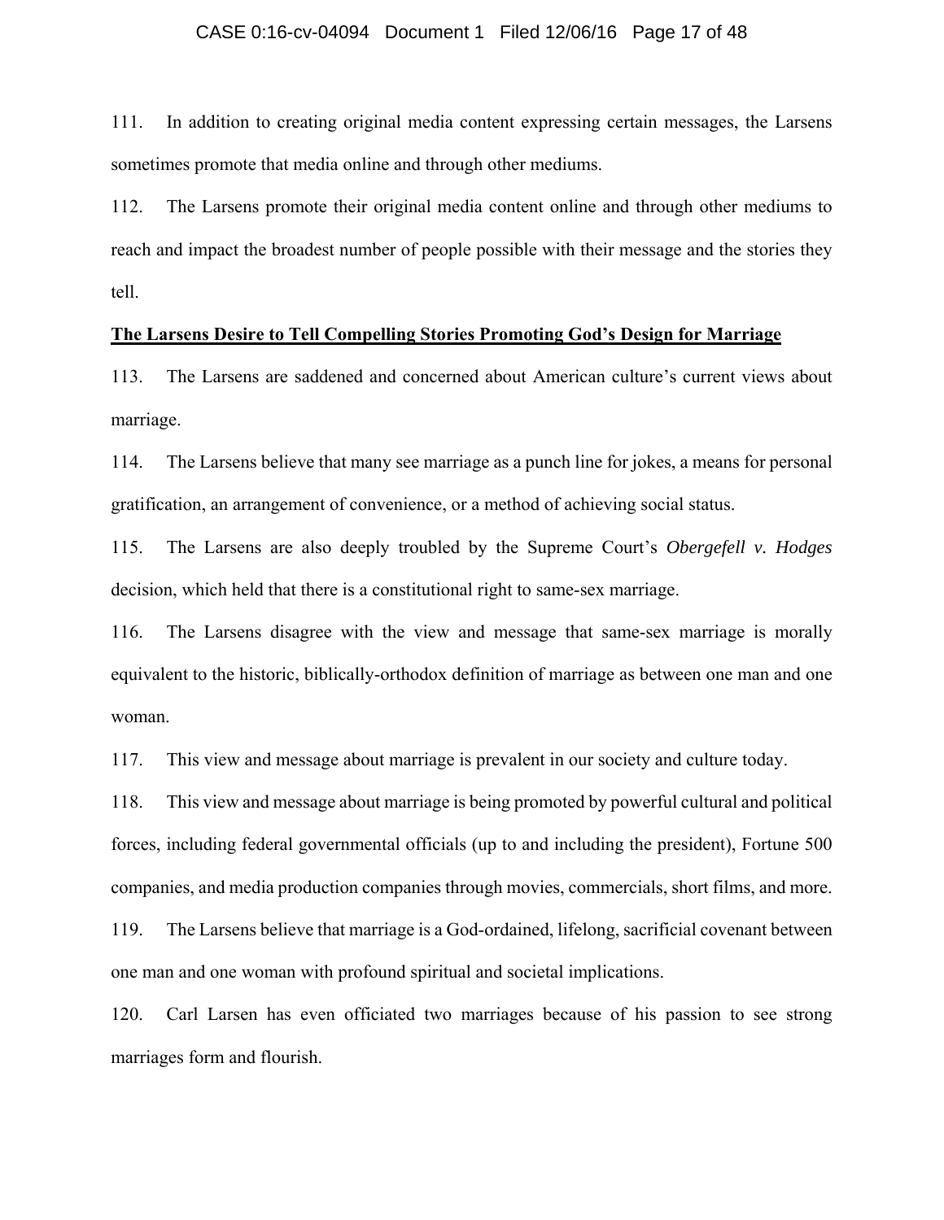111. In addition to creating original media content expressing certain messages, the Larsens sometimes promote that media online and through other mediums.

112. The Larsens promote their original media content online and through other mediums to reach and impact the broadest number of people possible with their message and the stories they tell.

**<u>The Larsens Desire to Tell Compelling Stories Promoting God's Design for Marriage</u>**

113. The Larsens are saddened and concerned about American culture's current views about marriage.

114. The Larsens believe that many see marriage as a punch line for jokes, a means for personal gratification, an arrangement of convenience, or a method of achieving social status.

115. The Larsens are also deeply troubled by the Supreme Court's *Obergefell v. Hodges* decision, which held that there is a constitutional right to same-sex marriage.

116. The Larsens disagree with the view and message that same-sex marriage is morally equivalent to the historic, biblically-orthodox definition of marriage as between one man and one woman.

117. This view and message about marriage is prevalent in our society and culture today.

118. This view and message about marriage is being promoted by powerful cultural and political forces, including federal governmental officials (up to and including the president), Fortune 500 companies, and media production companies through movies, commercials, short films, and more.

119. The Larsens believe that marriage is a God-ordained, lifelong, sacrificial covenant between one man and one woman with profound spiritual and societal implications.

120. Carl Larsen has even officiated two marriages because of his passion to see strong marriages form and flourish.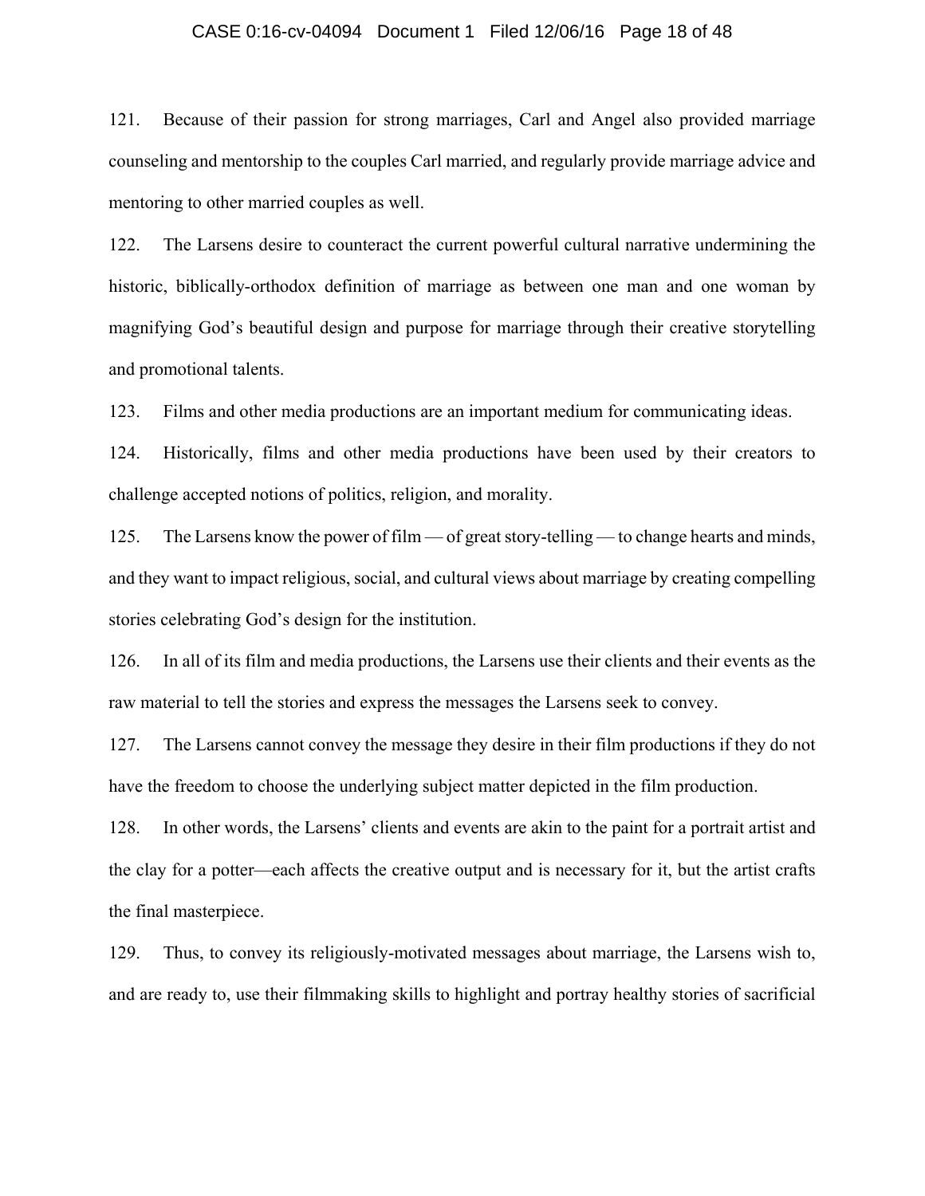121. Because of their passion for strong marriages, Carl and Angel also provided marriage counseling and mentorship to the couples Carl married, and regularly provide marriage advice and mentoring to other married couples as well.

122. The Larsens desire to counteract the current powerful cultural narrative undermining the historic, biblically-orthodox definition of marriage as between one man and one woman by magnifying God's beautiful design and purpose for marriage through their creative storytelling and promotional talents.

123. Films and other media productions are an important medium for communicating ideas.

124. Historically, films and other media productions have been used by their creators to challenge accepted notions of politics, religion, and morality.

125. The Larsens know the power of film — of great story-telling — to change hearts and minds, and they want to impact religious, social, and cultural views about marriage by creating compelling stories celebrating God's design for the institution.

126. In all of its film and media productions, the Larsens use their clients and their events as the raw material to tell the stories and express the messages the Larsens seek to convey.

127. The Larsens cannot convey the message they desire in their film productions if they do not have the freedom to choose the underlying subject matter depicted in the film production.

128. In other words, the Larsens' clients and events are akin to the paint for a portrait artist and the clay for a potter—each affects the creative output and is necessary for it, but the artist crafts the final masterpiece.

129. Thus, to convey its religiously-motivated messages about marriage, the Larsens wish to, and are ready to, use their filmmaking skills to highlight and portray healthy stories of sacrificial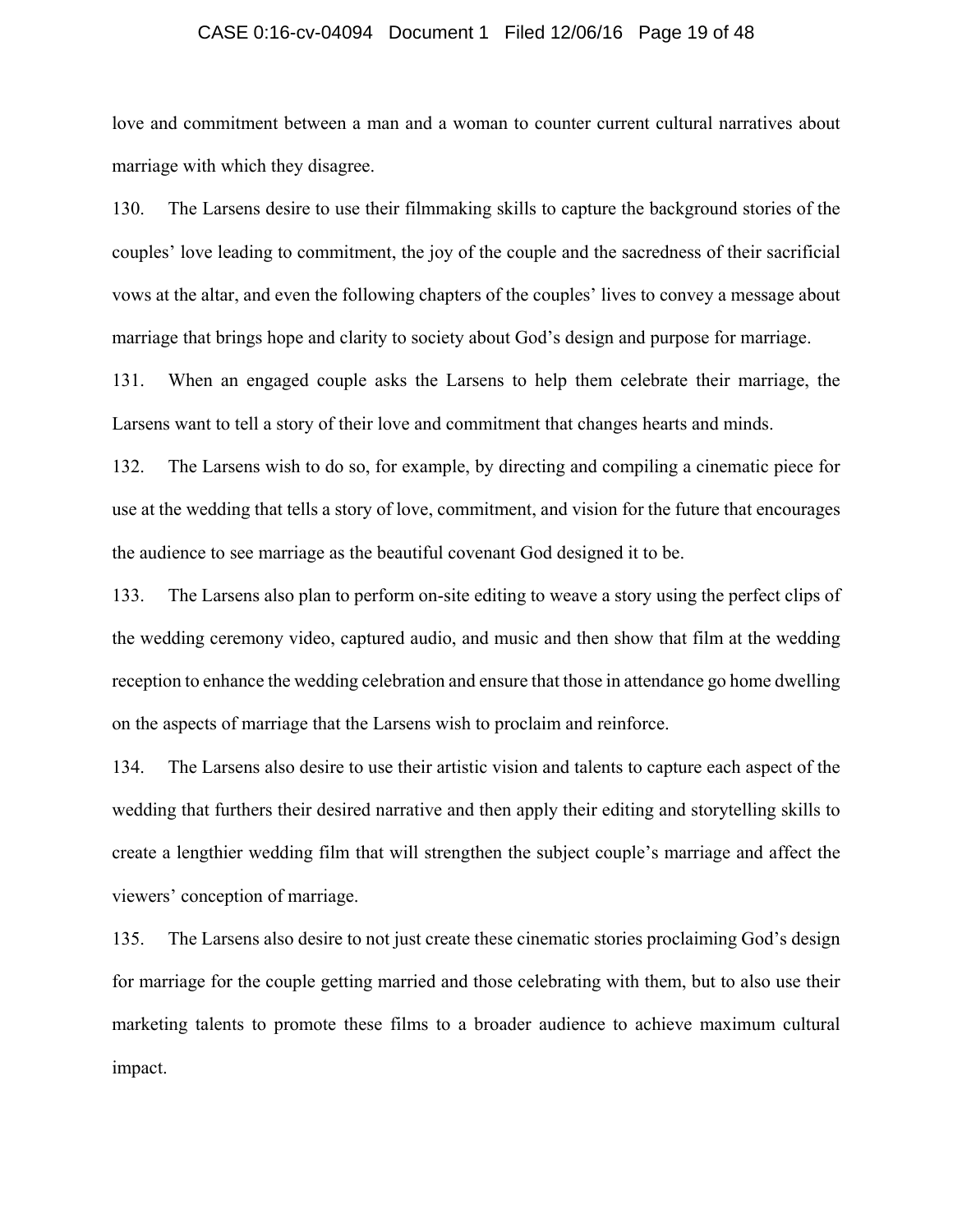love and commitment between a man and a woman to counter current cultural narratives about marriage with which they disagree.

130. The Larsens desire to use their filmmaking skills to capture the background stories of the couples' love leading to commitment, the joy of the couple and the sacredness of their sacrificial vows at the altar, and even the following chapters of the couples' lives to convey a message about marriage that brings hope and clarity to society about God's design and purpose for marriage.

131. When an engaged couple asks the Larsens to help them celebrate their marriage, the Larsens want to tell a story of their love and commitment that changes hearts and minds.

132. The Larsens wish to do so, for example, by directing and compiling a cinematic piece for use at the wedding that tells a story of love, commitment, and vision for the future that encourages the audience to see marriage as the beautiful covenant God designed it to be.

133. The Larsens also plan to perform on-site editing to weave a story using the perfect clips of the wedding ceremony video, captured audio, and music and then show that film at the wedding reception to enhance the wedding celebration and ensure that those in attendance go home dwelling on the aspects of marriage that the Larsens wish to proclaim and reinforce.

134. The Larsens also desire to use their artistic vision and talents to capture each aspect of the wedding that furthers their desired narrative and then apply their editing and storytelling skills to create a lengthier wedding film that will strengthen the subject couple's marriage and affect the viewers' conception of marriage.

135. The Larsens also desire to not just create these cinematic stories proclaiming God's design for marriage for the couple getting married and those celebrating with them, but to also use their marketing talents to promote these films to a broader audience to achieve maximum cultural impact.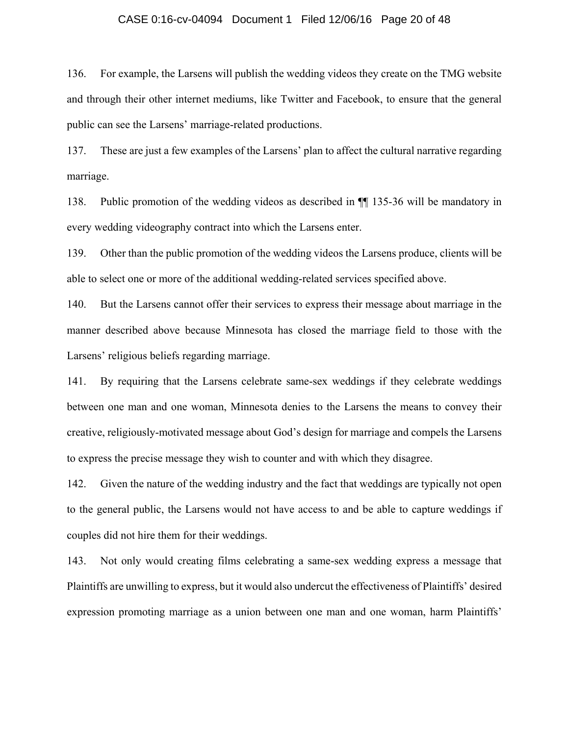136. For example, the Larsens will publish the wedding videos they create on the TMG website and through their other internet mediums, like Twitter and Facebook, to ensure that the general public can see the Larsens' marriage-related productions.

137. These are just a few examples of the Larsens' plan to affect the cultural narrative regarding marriage.

138. Public promotion of the wedding videos as described in ¶¶ 135-36 will be mandatory in every wedding videography contract into which the Larsens enter.

139. Other than the public promotion of the wedding videos the Larsens produce, clients will be able to select one or more of the additional wedding-related services specified above.

140. But the Larsens cannot offer their services to express their message about marriage in the manner described above because Minnesota has closed the marriage field to those with the Larsens' religious beliefs regarding marriage.

141. By requiring that the Larsens celebrate same-sex weddings if they celebrate weddings between one man and one woman, Minnesota denies to the Larsens the means to convey their creative, religiously-motivated message about God's design for marriage and compels the Larsens to express the precise message they wish to counter and with which they disagree.

142. Given the nature of the wedding industry and the fact that weddings are typically not open to the general public, the Larsens would not have access to and be able to capture weddings if couples did not hire them for their weddings.

143. Not only would creating films celebrating a same-sex wedding express a message that Plaintiffs are unwilling to express, but it would also undercut the effectiveness of Plaintiffs' desired expression promoting marriage as a union between one man and one woman, harm Plaintiffs'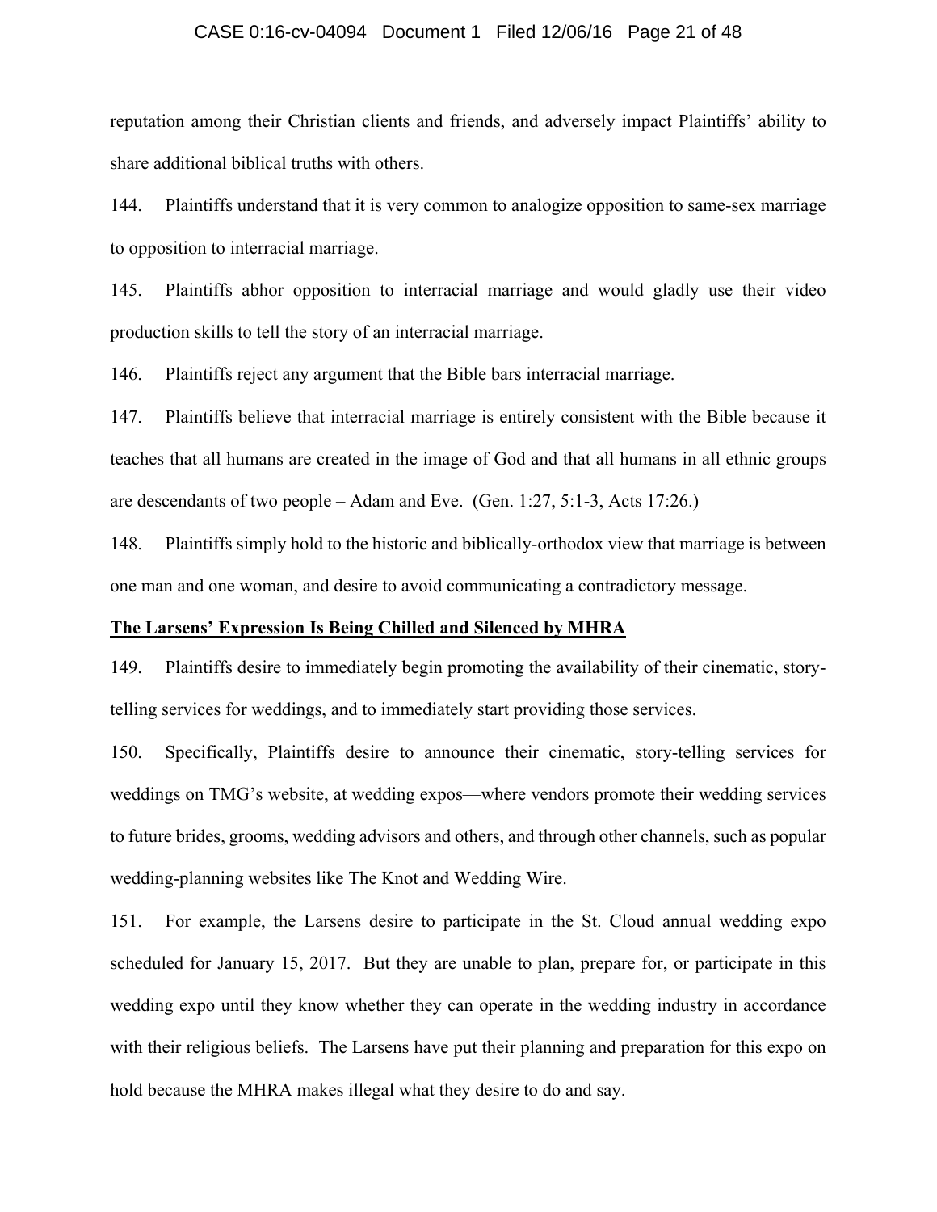reputation among their Christian clients and friends, and adversely impact Plaintiffs' ability to share additional biblical truths with others.

144. Plaintiffs understand that it is very common to analogize opposition to same-sex marriage to opposition to interracial marriage.

145. Plaintiffs abhor opposition to interracial marriage and would gladly use their video production skills to tell the story of an interracial marriage.

146. Plaintiffs reject any argument that the Bible bars interracial marriage.

147. Plaintiffs believe that interracial marriage is entirely consistent with the Bible because it teaches that all humans are created in the image of God and that all humans in all ethnic groups are descendants of two people – Adam and Eve. (Gen. 1:27, 5:1-3, Acts 17:26.)

148. Plaintiffs simply hold to the historic and biblically-orthodox view that marriage is between one man and one woman, and desire to avoid communicating a contradictory message.

**The Larsens' Expression Is Being Chilled and Silenced by MHRA**

149. Plaintiffs desire to immediately begin promoting the availability of their cinematic, story-telling services for weddings, and to immediately start providing those services.

150. Specifically, Plaintiffs desire to announce their cinematic, story-telling services for weddings on TMG's website, at wedding expos—where vendors promote their wedding services to future brides, grooms, wedding advisors and others, and through other channels, such as popular wedding-planning websites like The Knot and Wedding Wire.

151. For example, the Larsens desire to participate in the St. Cloud annual wedding expo scheduled for January 15, 2017. But they are unable to plan, prepare for, or participate in this wedding expo until they know whether they can operate in the wedding industry in accordance with their religious beliefs. The Larsens have put their planning and preparation for this expo on hold because the MHRA makes illegal what they desire to do and say.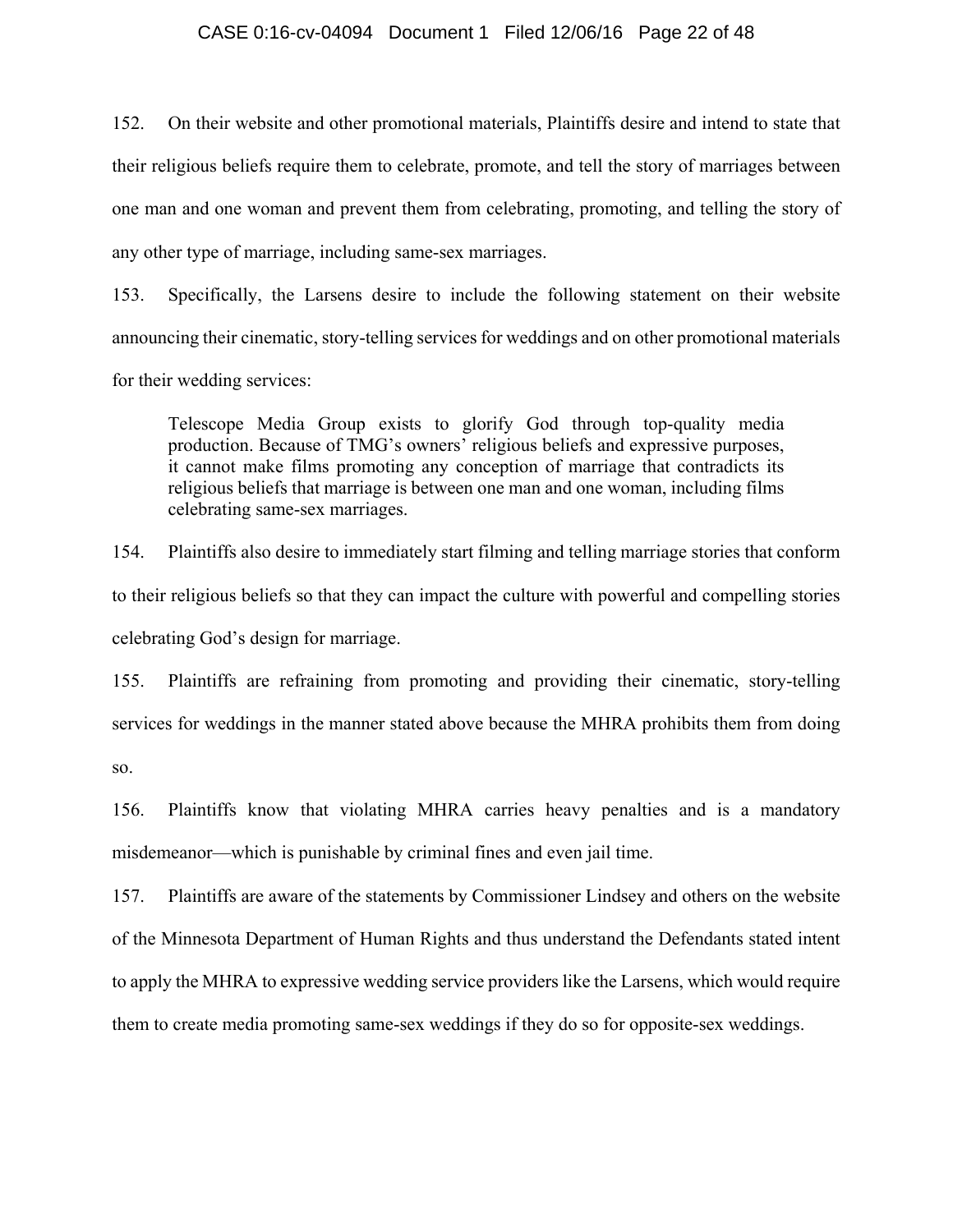152. On their website and other promotional materials, Plaintiffs desire and intend to state that their religious beliefs require them to celebrate, promote, and tell the story of marriages between one man and one woman and prevent them from celebrating, promoting, and telling the story of any other type of marriage, including same-sex marriages.

153. Specifically, the Larsens desire to include the following statement on their website announcing their cinematic, story-telling services for weddings and on other promotional materials for their wedding services:

> Telescope Media Group exists to glorify God through top-quality media production. Because of TMG's owners' religious beliefs and expressive purposes, it cannot make films promoting any conception of marriage that contradicts its religious beliefs that marriage is between one man and one woman, including films celebrating same-sex marriages.

154. Plaintiffs also desire to immediately start filming and telling marriage stories that conform to their religious beliefs so that they can impact the culture with powerful and compelling stories celebrating God's design for marriage.

155. Plaintiffs are refraining from promoting and providing their cinematic, story-telling services for weddings in the manner stated above because the MHRA prohibits them from doing so.

156. Plaintiffs know that violating MHRA carries heavy penalties and is a mandatory misdemeanor—which is punishable by criminal fines and even jail time.

157. Plaintiffs are aware of the statements by Commissioner Lindsey and others on the website of the Minnesota Department of Human Rights and thus understand the Defendants stated intent to apply the MHRA to expressive wedding service providers like the Larsens, which would require them to create media promoting same-sex weddings if they do so for opposite-sex weddings.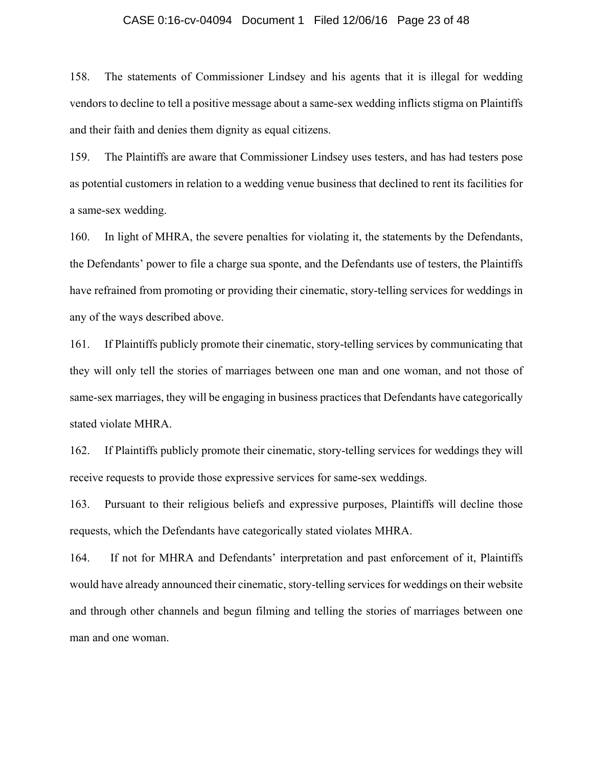158. The statements of Commissioner Lindsey and his agents that it is illegal for wedding vendors to decline to tell a positive message about a same-sex wedding inflicts stigma on Plaintiffs and their faith and denies them dignity as equal citizens.

159. The Plaintiffs are aware that Commissioner Lindsey uses testers, and has had testers pose as potential customers in relation to a wedding venue business that declined to rent its facilities for a same-sex wedding.

160. In light of MHRA, the severe penalties for violating it, the statements by the Defendants, the Defendants' power to file a charge sua sponte, and the Defendants use of testers, the Plaintiffs have refrained from promoting or providing their cinematic, story-telling services for weddings in any of the ways described above.

161. If Plaintiffs publicly promote their cinematic, story-telling services by communicating that they will only tell the stories of marriages between one man and one woman, and not those of same-sex marriages, they will be engaging in business practices that Defendants have categorically stated violate MHRA.

162. If Plaintiffs publicly promote their cinematic, story-telling services for weddings they will receive requests to provide those expressive services for same-sex weddings.

163. Pursuant to their religious beliefs and expressive purposes, Plaintiffs will decline those requests, which the Defendants have categorically stated violates MHRA.

164. If not for MHRA and Defendants' interpretation and past enforcement of it, Plaintiffs would have already announced their cinematic, story-telling services for weddings on their website and through other channels and begun filming and telling the stories of marriages between one man and one woman.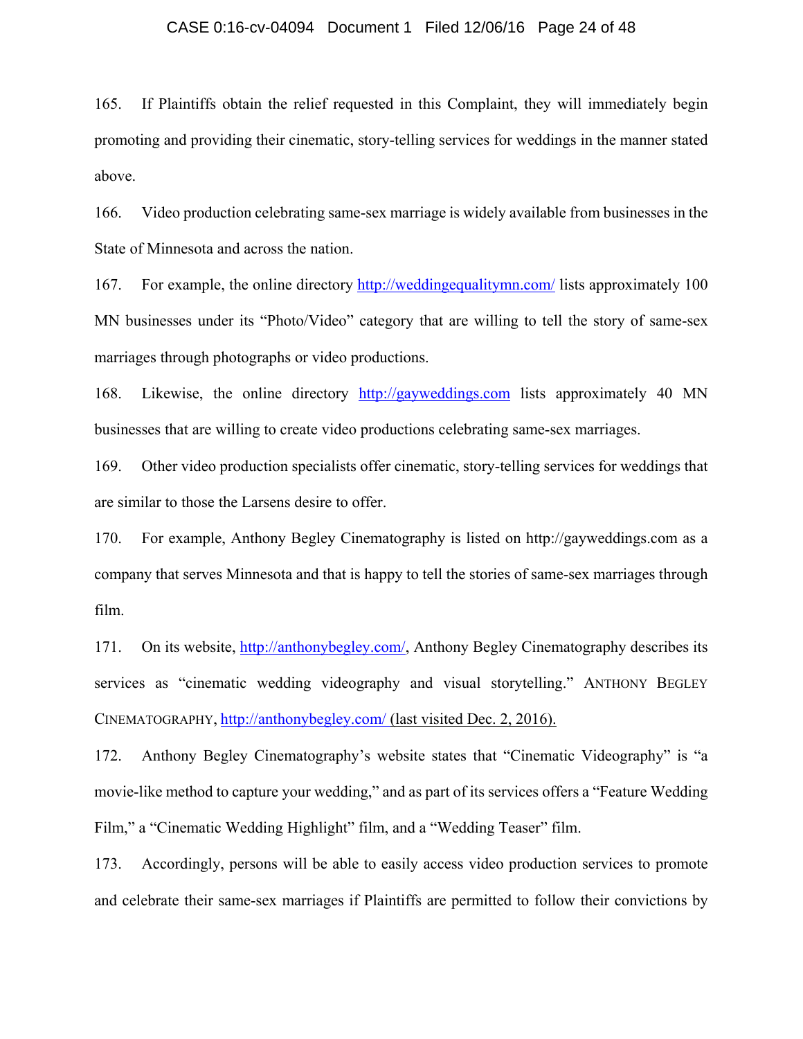165. If Plaintiffs obtain the relief requested in this Complaint, they will immediately begin promoting and providing their cinematic, story-telling services for weddings in the manner stated above.

166. Video production celebrating same-sex marriage is widely available from businesses in the State of Minnesota and across the nation.

167. For example, the online directory http://weddingequalitymn.com/ lists approximately 100 MN businesses under its "Photo/Video" category that are willing to tell the story of same-sex marriages through photographs or video productions.

168. Likewise, the online directory http://gayweddings.com lists approximately 40 MN businesses that are willing to create video productions celebrating same-sex marriages.

169. Other video production specialists offer cinematic, story-telling services for weddings that are similar to those the Larsens desire to offer.

170. For example, Anthony Begley Cinematography is listed on http://gayweddings.com as a company that serves Minnesota and that is happy to tell the stories of same-sex marriages through film.

171. On its website, http://anthonybegley.com/, Anthony Begley Cinematography describes its services as "cinematic wedding videography and visual storytelling." ANTHONY BEGLEY CINEMATOGRAPHY, http://anthonybegley.com/ (last visited Dec. 2, 2016).

172. Anthony Begley Cinematography's website states that "Cinematic Videography" is "a movie-like method to capture your wedding," and as part of its services offers a "Feature Wedding Film," a "Cinematic Wedding Highlight" film, and a "Wedding Teaser" film.

173. Accordingly, persons will be able to easily access video production services to promote and celebrate their same-sex marriages if Plaintiffs are permitted to follow their convictions by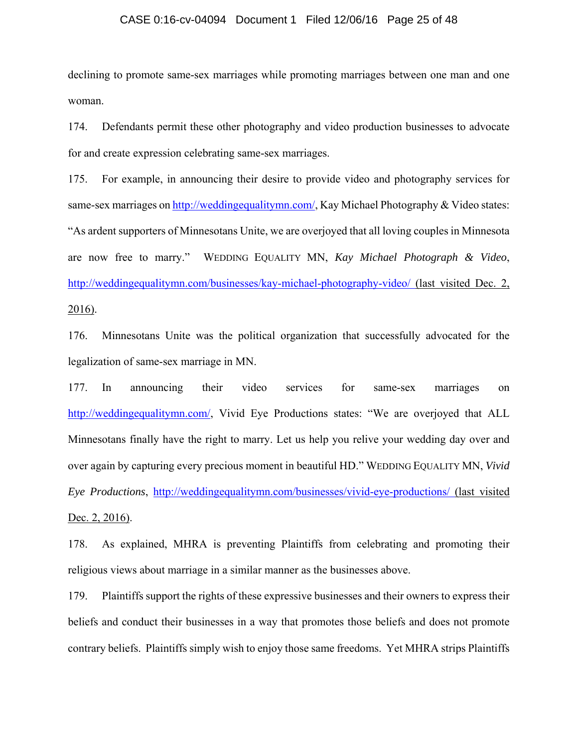declining to promote same-sex marriages while promoting marriages between one man and one woman.

174. Defendants permit these other photography and video production businesses to advocate for and create expression celebrating same-sex marriages.

175. For example, in announcing their desire to provide video and photography services for same-sex marriages on http://weddingequalitymn.com/, Kay Michael Photography & Video states: "As ardent supporters of Minnesotans Unite, we are overjoyed that all loving couples in Minnesota are now free to marry." WEDDING EQUALITY MN, *Kay Michael Photograph & Video*, http://weddingequalitymn.com/businesses/kay-michael-photography-video/ (last visited Dec. 2, 2016).

176. Minnesotans Unite was the political organization that successfully advocated for the legalization of same-sex marriage in MN.

177. In announcing their video services for same-sex marriages on http://weddingequalitymn.com/, Vivid Eye Productions states: "We are overjoyed that ALL Minnesotans finally have the right to marry. Let us help you relive your wedding day over and over again by capturing every precious moment in beautiful HD." WEDDING EQUALITY MN, *Vivid Eye Productions*, http://weddingequalitymn.com/businesses/vivid-eye-productions/ (last visited Dec. 2, 2016).

178. As explained, MHRA is preventing Plaintiffs from celebrating and promoting their religious views about marriage in a similar manner as the businesses above.

179. Plaintiffs support the rights of these expressive businesses and their owners to express their beliefs and conduct their businesses in a way that promotes those beliefs and does not promote contrary beliefs. Plaintiffs simply wish to enjoy those same freedoms. Yet MHRA strips Plaintiffs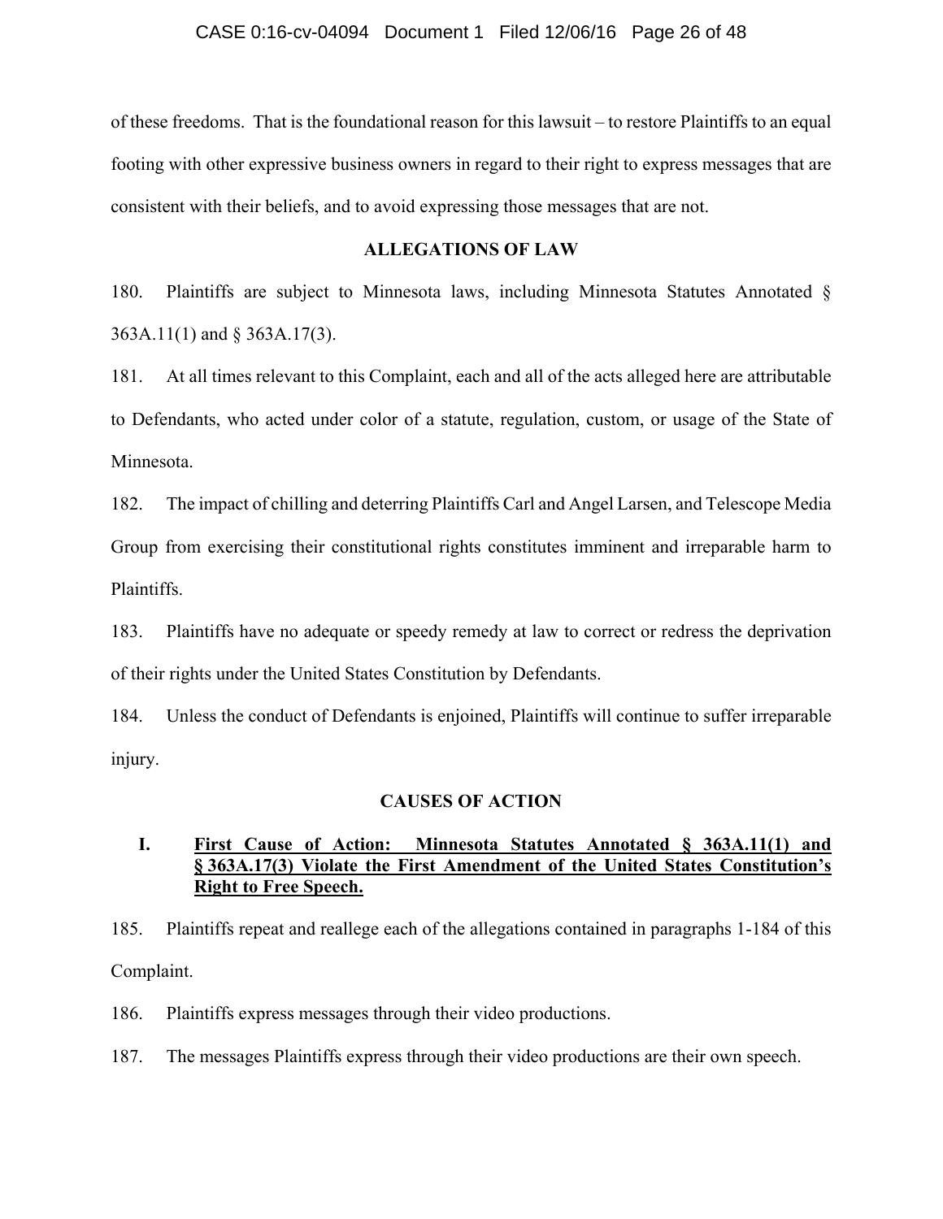of these freedoms. That is the foundational reason for this lawsuit – to restore Plaintiffs to an equal footing with other expressive business owners in regard to their right to express messages that are consistent with their beliefs, and to avoid expressing those messages that are not.

## ALLEGATIONS OF LAW

180. Plaintiffs are subject to Minnesota laws, including Minnesota Statutes Annotated § 363A.11(1) and § 363A.17(3).

181. At all times relevant to this Complaint, each and all of the acts alleged here are attributable to Defendants, who acted under color of a statute, regulation, custom, or usage of the State of Minnesota.

182. The impact of chilling and deterring Plaintiffs Carl and Angel Larsen, and Telescope Media Group from exercising their constitutional rights constitutes imminent and irreparable harm to Plaintiffs.

183. Plaintiffs have no adequate or speedy remedy at law to correct or redress the deprivation of their rights under the United States Constitution by Defendants.

184. Unless the conduct of Defendants is enjoined, Plaintiffs will continue to suffer irreparable injury.

## CAUSES OF ACTION

### I. First Cause of Action: Minnesota Statutes Annotated § 363A.11(1) and § 363A.17(3) Violate the First Amendment of the United States Constitution's Right to Free Speech.

185. Plaintiffs repeat and reallege each of the allegations contained in paragraphs 1-184 of this Complaint.

186. Plaintiffs express messages through their video productions.

187. The messages Plaintiffs express through their video productions are their own speech.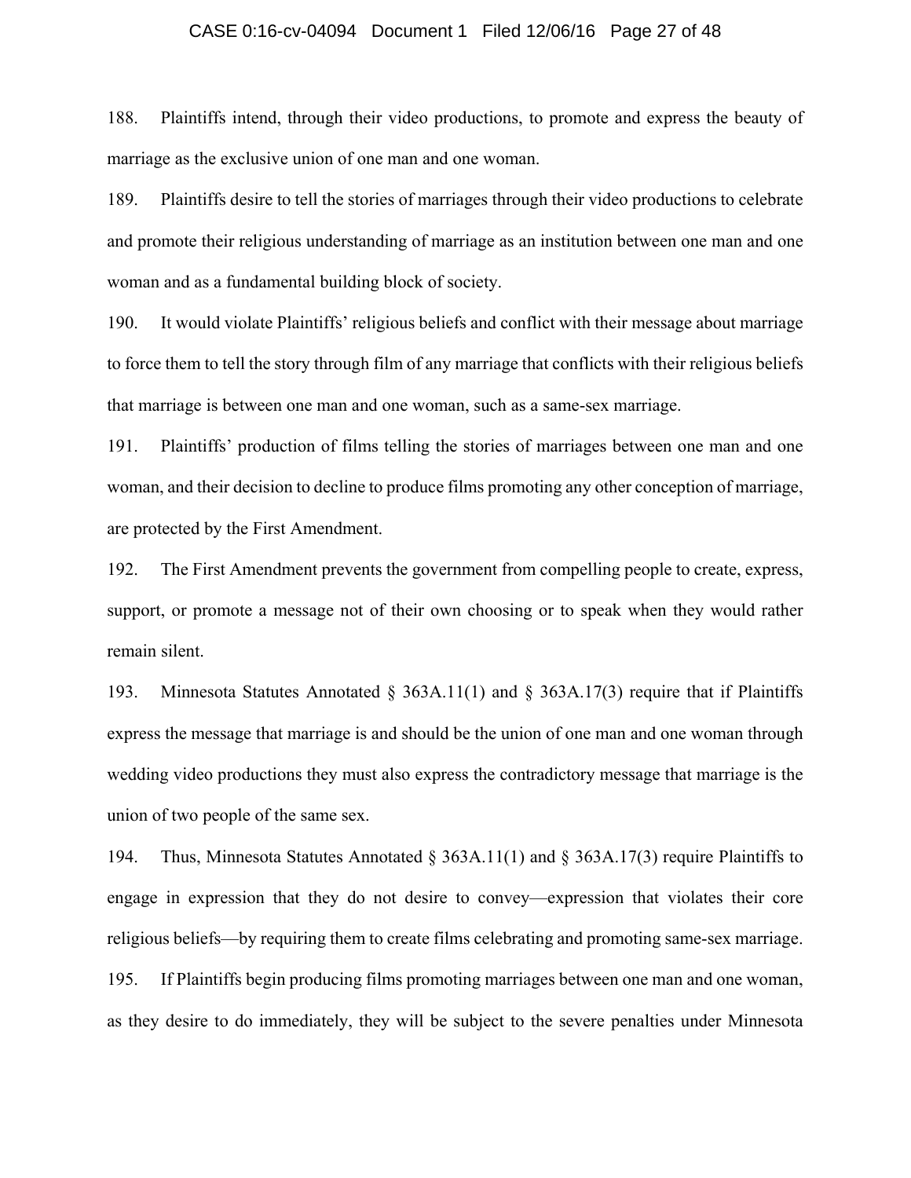188. Plaintiffs intend, through their video productions, to promote and express the beauty of marriage as the exclusive union of one man and one woman.

189. Plaintiffs desire to tell the stories of marriages through their video productions to celebrate and promote their religious understanding of marriage as an institution between one man and one woman and as a fundamental building block of society.

190. It would violate Plaintiffs' religious beliefs and conflict with their message about marriage to force them to tell the story through film of any marriage that conflicts with their religious beliefs that marriage is between one man and one woman, such as a same-sex marriage.

191. Plaintiffs' production of films telling the stories of marriages between one man and one woman, and their decision to decline to produce films promoting any other conception of marriage, are protected by the First Amendment.

192. The First Amendment prevents the government from compelling people to create, express, support, or promote a message not of their own choosing or to speak when they would rather remain silent.

193. Minnesota Statutes Annotated § 363A.11(1) and § 363A.17(3) require that if Plaintiffs express the message that marriage is and should be the union of one man and one woman through wedding video productions they must also express the contradictory message that marriage is the union of two people of the same sex.

194. Thus, Minnesota Statutes Annotated § 363A.11(1) and § 363A.17(3) require Plaintiffs to engage in expression that they do not desire to convey—expression that violates their core religious beliefs—by requiring them to create films celebrating and promoting same-sex marriage.

195. If Plaintiffs begin producing films promoting marriages between one man and one woman, as they desire to do immediately, they will be subject to the severe penalties under Minnesota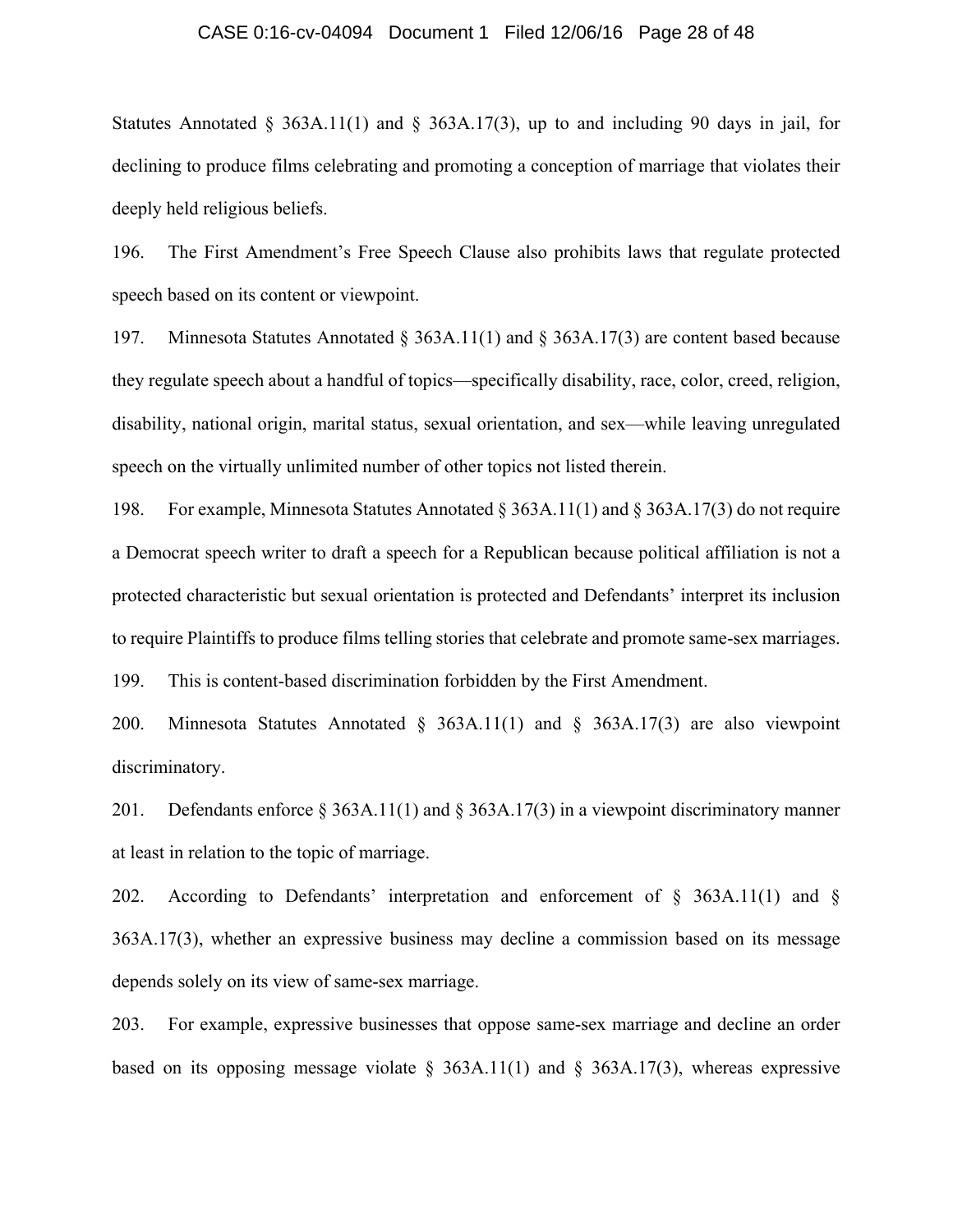Statutes Annotated § 363A.11(1) and § 363A.17(3), up to and including 90 days in jail, for declining to produce films celebrating and promoting a conception of marriage that violates their deeply held religious beliefs.

196. The First Amendment's Free Speech Clause also prohibits laws that regulate protected speech based on its content or viewpoint.

197. Minnesota Statutes Annotated § 363A.11(1) and § 363A.17(3) are content based because they regulate speech about a handful of topics—specifically disability, race, color, creed, religion, disability, national origin, marital status, sexual orientation, and sex—while leaving unregulated speech on the virtually unlimited number of other topics not listed therein.

198. For example, Minnesota Statutes Annotated § 363A.11(1) and § 363A.17(3) do not require a Democrat speech writer to draft a speech for a Republican because political affiliation is not a protected characteristic but sexual orientation is protected and Defendants' interpret its inclusion to require Plaintiffs to produce films telling stories that celebrate and promote same-sex marriages.

199. This is content-based discrimination forbidden by the First Amendment.

200. Minnesota Statutes Annotated § 363A.11(1) and § 363A.17(3) are also viewpoint discriminatory.

201. Defendants enforce § 363A.11(1) and § 363A.17(3) in a viewpoint discriminatory manner at least in relation to the topic of marriage.

202. According to Defendants' interpretation and enforcement of § 363A.11(1) and § 363A.17(3), whether an expressive business may decline a commission based on its message depends solely on its view of same-sex marriage.

203. For example, expressive businesses that oppose same-sex marriage and decline an order based on its opposing message violate § 363A.11(1) and § 363A.17(3), whereas expressive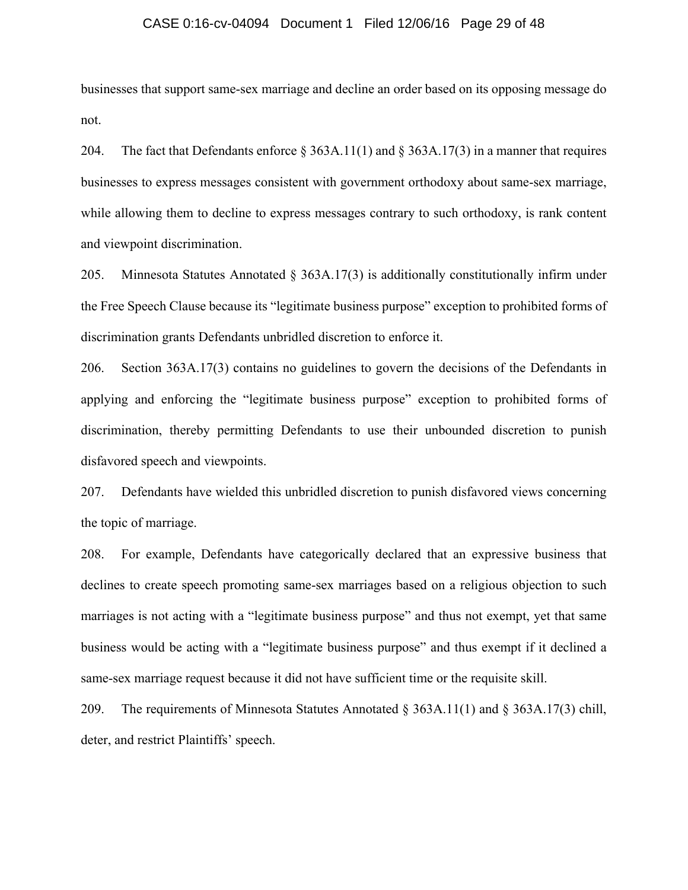businesses that support same-sex marriage and decline an order based on its opposing message do not.

204. The fact that Defendants enforce § 363A.11(1) and § 363A.17(3) in a manner that requires businesses to express messages consistent with government orthodoxy about same-sex marriage, while allowing them to decline to express messages contrary to such orthodoxy, is rank content and viewpoint discrimination.

205. Minnesota Statutes Annotated § 363A.17(3) is additionally constitutionally infirm under the Free Speech Clause because its "legitimate business purpose" exception to prohibited forms of discrimination grants Defendants unbridled discretion to enforce it.

206. Section 363A.17(3) contains no guidelines to govern the decisions of the Defendants in applying and enforcing the "legitimate business purpose" exception to prohibited forms of discrimination, thereby permitting Defendants to use their unbounded discretion to punish disfavored speech and viewpoints.

207. Defendants have wielded this unbridled discretion to punish disfavored views concerning the topic of marriage.

208. For example, Defendants have categorically declared that an expressive business that declines to create speech promoting same-sex marriages based on a religious objection to such marriages is not acting with a "legitimate business purpose" and thus not exempt, yet that same business would be acting with a "legitimate business purpose" and thus exempt if it declined a same-sex marriage request because it did not have sufficient time or the requisite skill.

209. The requirements of Minnesota Statutes Annotated § 363A.11(1) and § 363A.17(3) chill, deter, and restrict Plaintiffs' speech.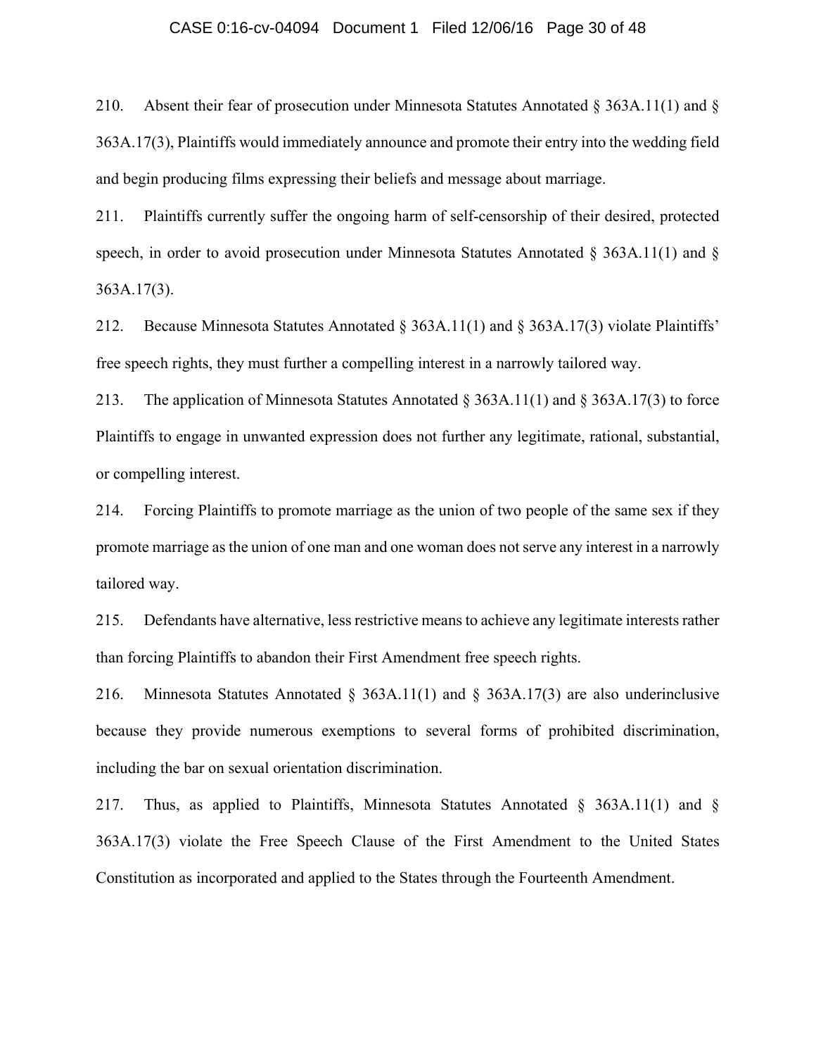210. Absent their fear of prosecution under Minnesota Statutes Annotated § 363A.11(1) and § 363A.17(3), Plaintiffs would immediately announce and promote their entry into the wedding field and begin producing films expressing their beliefs and message about marriage.

211. Plaintiffs currently suffer the ongoing harm of self-censorship of their desired, protected speech, in order to avoid prosecution under Minnesota Statutes Annotated § 363A.11(1) and § 363A.17(3).

212. Because Minnesota Statutes Annotated § 363A.11(1) and § 363A.17(3) violate Plaintiffs' free speech rights, they must further a compelling interest in a narrowly tailored way.

213. The application of Minnesota Statutes Annotated § 363A.11(1) and § 363A.17(3) to force Plaintiffs to engage in unwanted expression does not further any legitimate, rational, substantial, or compelling interest.

214. Forcing Plaintiffs to promote marriage as the union of two people of the same sex if they promote marriage as the union of one man and one woman does not serve any interest in a narrowly tailored way.

215. Defendants have alternative, less restrictive means to achieve any legitimate interests rather than forcing Plaintiffs to abandon their First Amendment free speech rights.

216. Minnesota Statutes Annotated § 363A.11(1) and § 363A.17(3) are also underinclusive because they provide numerous exemptions to several forms of prohibited discrimination, including the bar on sexual orientation discrimination.

217. Thus, as applied to Plaintiffs, Minnesota Statutes Annotated § 363A.11(1) and § 363A.17(3) violate the Free Speech Clause of the First Amendment to the United States Constitution as incorporated and applied to the States through the Fourteenth Amendment.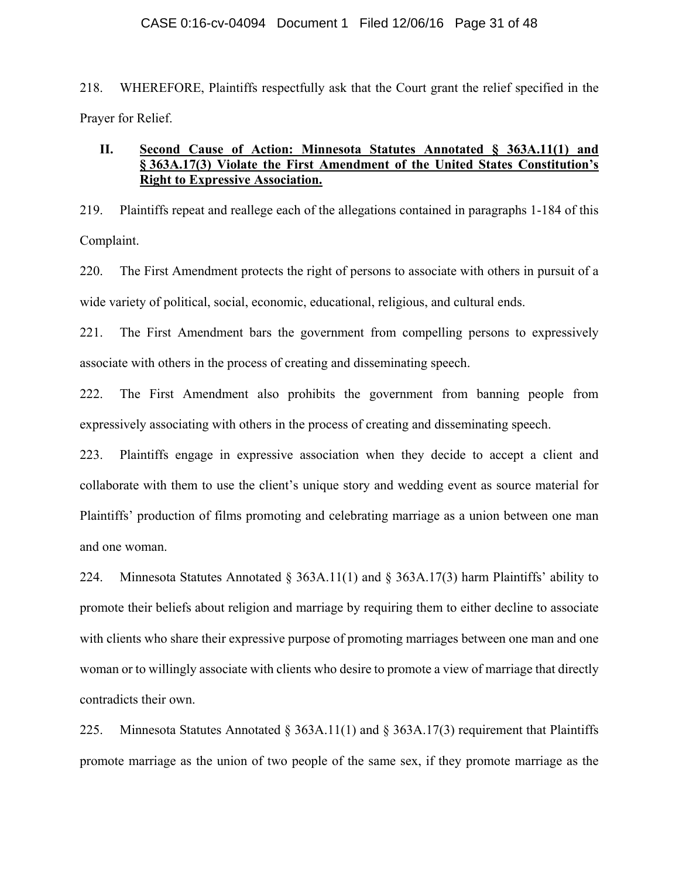218. WHEREFORE, Plaintiffs respectfully ask that the Court grant the relief specified in the Prayer for Relief.

## II. Second Cause of Action: Minnesota Statutes Annotated § 363A.11(1) and § 363A.17(3) Violate the First Amendment of the United States Constitution's Right to Expressive Association.

219. Plaintiffs repeat and reallege each of the allegations contained in paragraphs 1-184 of this Complaint.

220. The First Amendment protects the right of persons to associate with others in pursuit of a wide variety of political, social, economic, educational, religious, and cultural ends.

221. The First Amendment bars the government from compelling persons to expressively associate with others in the process of creating and disseminating speech.

222. The First Amendment also prohibits the government from banning people from expressively associating with others in the process of creating and disseminating speech.

223. Plaintiffs engage in expressive association when they decide to accept a client and collaborate with them to use the client's unique story and wedding event as source material for Plaintiffs' production of films promoting and celebrating marriage as a union between one man and one woman.

224. Minnesota Statutes Annotated § 363A.11(1) and § 363A.17(3) harm Plaintiffs' ability to promote their beliefs about religion and marriage by requiring them to either decline to associate with clients who share their expressive purpose of promoting marriages between one man and one woman or to willingly associate with clients who desire to promote a view of marriage that directly contradicts their own.

225. Minnesota Statutes Annotated § 363A.11(1) and § 363A.17(3) requirement that Plaintiffs promote marriage as the union of two people of the same sex, if they promote marriage as the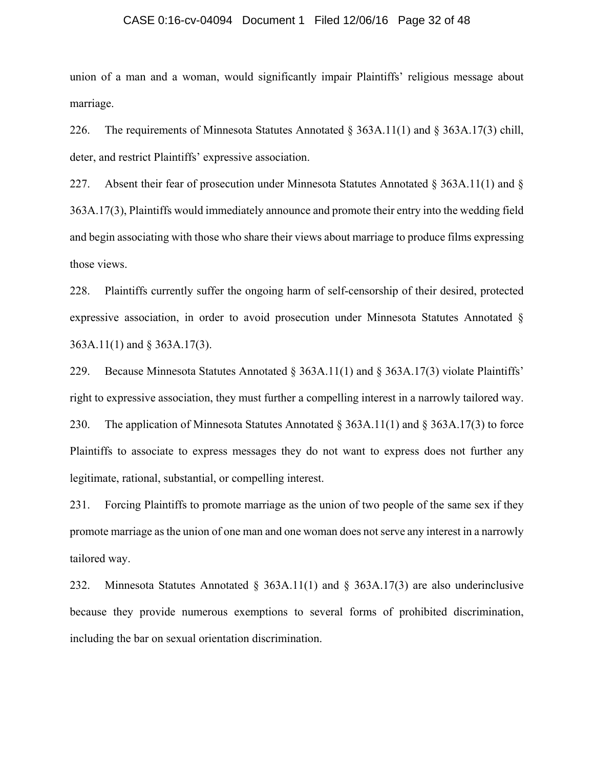union of a man and a woman, would significantly impair Plaintiffs' religious message about marriage.

226. The requirements of Minnesota Statutes Annotated § 363A.11(1) and § 363A.17(3) chill, deter, and restrict Plaintiffs' expressive association.

227. Absent their fear of prosecution under Minnesota Statutes Annotated § 363A.11(1) and § 363A.17(3), Plaintiffs would immediately announce and promote their entry into the wedding field and begin associating with those who share their views about marriage to produce films expressing those views.

228. Plaintiffs currently suffer the ongoing harm of self-censorship of their desired, protected expressive association, in order to avoid prosecution under Minnesota Statutes Annotated § 363A.11(1) and § 363A.17(3).

229. Because Minnesota Statutes Annotated § 363A.11(1) and § 363A.17(3) violate Plaintiffs' right to expressive association, they must further a compelling interest in a narrowly tailored way.

230. The application of Minnesota Statutes Annotated § 363A.11(1) and § 363A.17(3) to force Plaintiffs to associate to express messages they do not want to express does not further any legitimate, rational, substantial, or compelling interest.

231. Forcing Plaintiffs to promote marriage as the union of two people of the same sex if they promote marriage as the union of one man and one woman does not serve any interest in a narrowly tailored way.

232. Minnesota Statutes Annotated § 363A.11(1) and § 363A.17(3) are also underinclusive because they provide numerous exemptions to several forms of prohibited discrimination, including the bar on sexual orientation discrimination.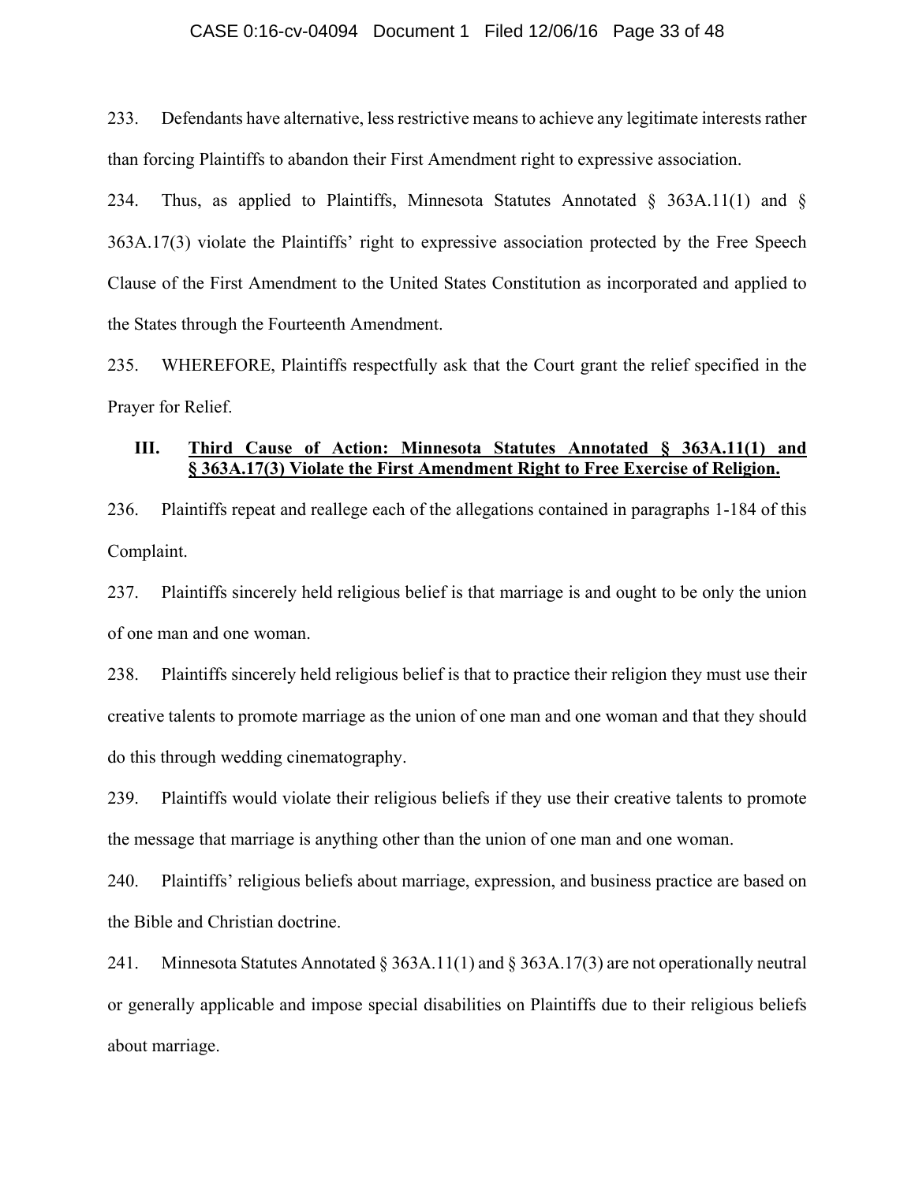233. Defendants have alternative, less restrictive means to achieve any legitimate interests rather than forcing Plaintiffs to abandon their First Amendment right to expressive association.

234. Thus, as applied to Plaintiffs, Minnesota Statutes Annotated § 363A.11(1) and § 363A.17(3) violate the Plaintiffs' right to expressive association protected by the Free Speech Clause of the First Amendment to the United States Constitution as incorporated and applied to the States through the Fourteenth Amendment.

235. WHEREFORE, Plaintiffs respectfully ask that the Court grant the relief specified in the Prayer for Relief.

### III. <u>Third Cause of Action: Minnesota Statutes Annotated § 363A.11(1) and § 363A.17(3) Violate the First Amendment Right to Free Exercise of Religion.</u>

236. Plaintiffs repeat and reallege each of the allegations contained in paragraphs 1-184 of this Complaint.

237. Plaintiffs sincerely held religious belief is that marriage is and ought to be only the union of one man and one woman.

238. Plaintiffs sincerely held religious belief is that to practice their religion they must use their creative talents to promote marriage as the union of one man and one woman and that they should do this through wedding cinematography.

239. Plaintiffs would violate their religious beliefs if they use their creative talents to promote the message that marriage is anything other than the union of one man and one woman.

240. Plaintiffs' religious beliefs about marriage, expression, and business practice are based on the Bible and Christian doctrine.

241. Minnesota Statutes Annotated § 363A.11(1) and § 363A.17(3) are not operationally neutral or generally applicable and impose special disabilities on Plaintiffs due to their religious beliefs about marriage.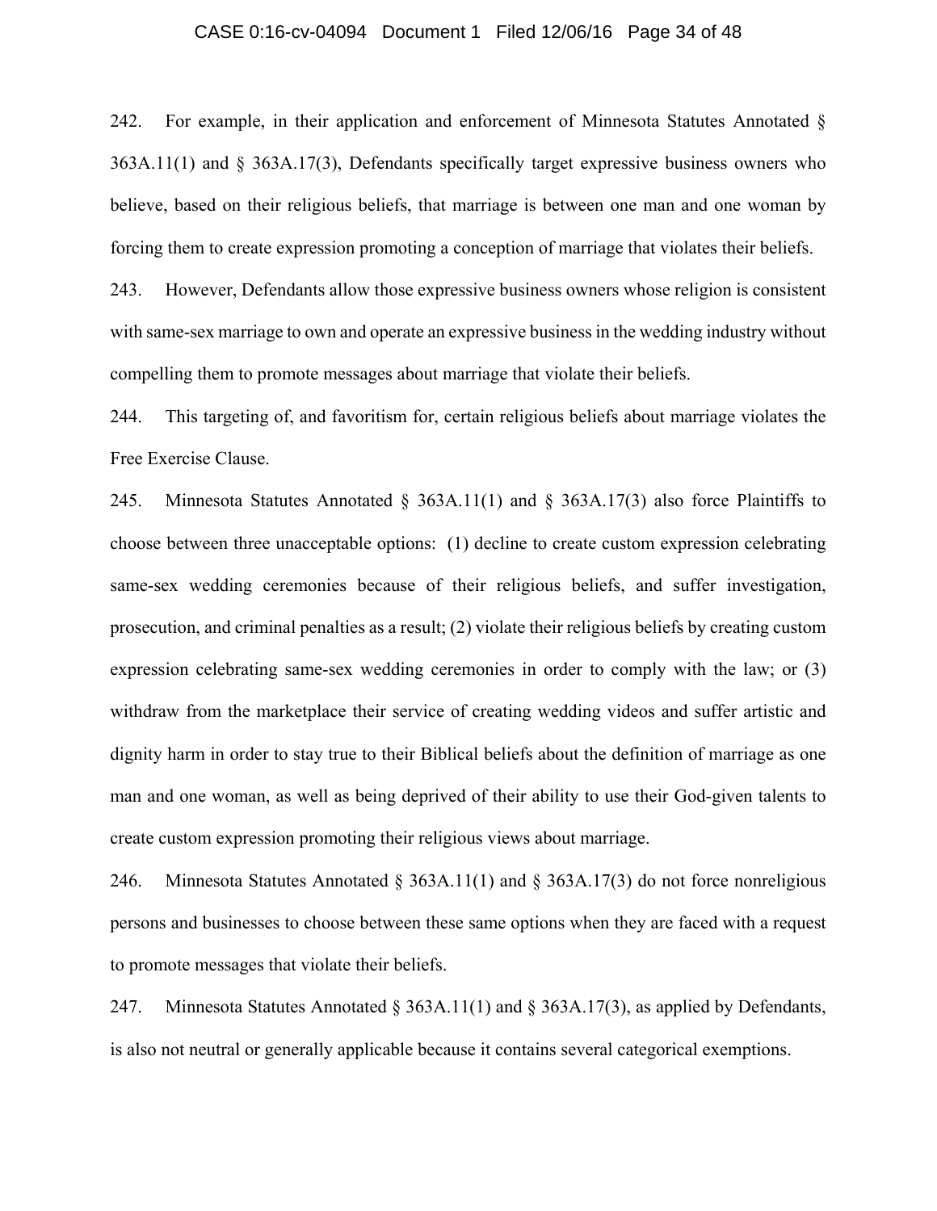242. For example, in their application and enforcement of Minnesota Statutes Annotated § 363A.11(1) and § 363A.17(3), Defendants specifically target expressive business owners who believe, based on their religious beliefs, that marriage is between one man and one woman by forcing them to create expression promoting a conception of marriage that violates their beliefs.

243. However, Defendants allow those expressive business owners whose religion is consistent with same-sex marriage to own and operate an expressive business in the wedding industry without compelling them to promote messages about marriage that violate their beliefs.

244. This targeting of, and favoritism for, certain religious beliefs about marriage violates the Free Exercise Clause.

245. Minnesota Statutes Annotated § 363A.11(1) and § 363A.17(3) also force Plaintiffs to choose between three unacceptable options: (1) decline to create custom expression celebrating same-sex wedding ceremonies because of their religious beliefs, and suffer investigation, prosecution, and criminal penalties as a result; (2) violate their religious beliefs by creating custom expression celebrating same-sex wedding ceremonies in order to comply with the law; or (3) withdraw from the marketplace their service of creating wedding videos and suffer artistic and dignity harm in order to stay true to their Biblical beliefs about the definition of marriage as one man and one woman, as well as being deprived of their ability to use their God-given talents to create custom expression promoting their religious views about marriage.

246. Minnesota Statutes Annotated § 363A.11(1) and § 363A.17(3) do not force nonreligious persons and businesses to choose between these same options when they are faced with a request to promote messages that violate their beliefs.

247. Minnesota Statutes Annotated § 363A.11(1) and § 363A.17(3), as applied by Defendants, is also not neutral or generally applicable because it contains several categorical exemptions.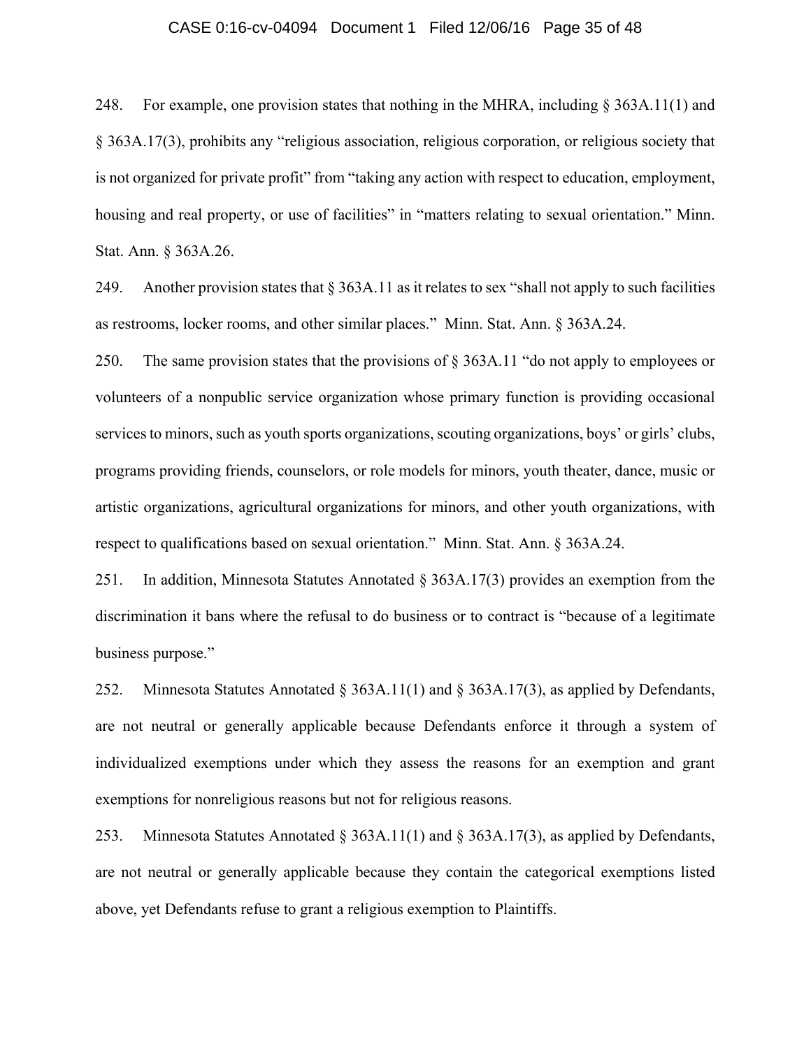248. For example, one provision states that nothing in the MHRA, including § 363A.11(1) and § 363A.17(3), prohibits any "religious association, religious corporation, or religious society that is not organized for private profit" from "taking any action with respect to education, employment, housing and real property, or use of facilities" in "matters relating to sexual orientation." Minn. Stat. Ann. § 363A.26.

249. Another provision states that § 363A.11 as it relates to sex "shall not apply to such facilities as restrooms, locker rooms, and other similar places." Minn. Stat. Ann. § 363A.24.

250. The same provision states that the provisions of § 363A.11 "do not apply to employees or volunteers of a nonpublic service organization whose primary function is providing occasional services to minors, such as youth sports organizations, scouting organizations, boys' or girls' clubs, programs providing friends, counselors, or role models for minors, youth theater, dance, music or artistic organizations, agricultural organizations for minors, and other youth organizations, with respect to qualifications based on sexual orientation." Minn. Stat. Ann. § 363A.24.

251. In addition, Minnesota Statutes Annotated § 363A.17(3) provides an exemption from the discrimination it bans where the refusal to do business or to contract is "because of a legitimate business purpose."

252. Minnesota Statutes Annotated § 363A.11(1) and § 363A.17(3), as applied by Defendants, are not neutral or generally applicable because Defendants enforce it through a system of individualized exemptions under which they assess the reasons for an exemption and grant exemptions for nonreligious reasons but not for religious reasons.

253. Minnesota Statutes Annotated § 363A.11(1) and § 363A.17(3), as applied by Defendants, are not neutral or generally applicable because they contain the categorical exemptions listed above, yet Defendants refuse to grant a religious exemption to Plaintiffs.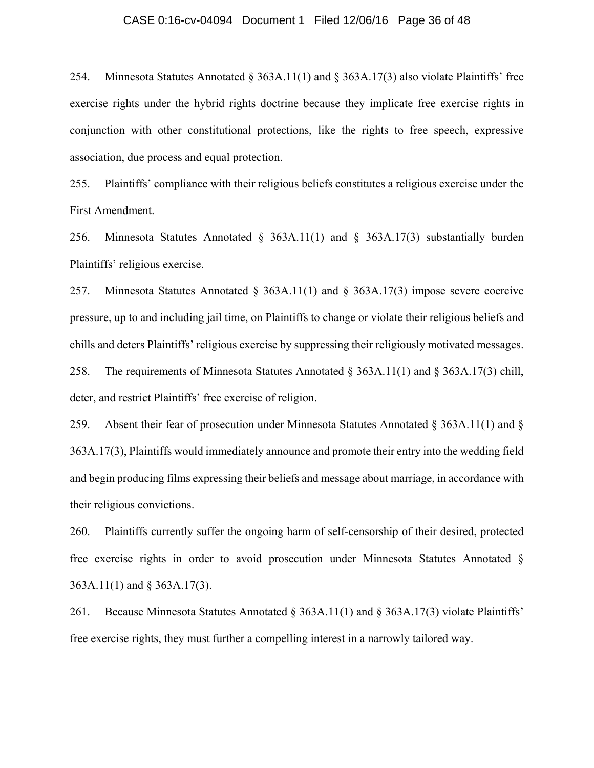254. Minnesota Statutes Annotated § 363A.11(1) and § 363A.17(3) also violate Plaintiffs' free exercise rights under the hybrid rights doctrine because they implicate free exercise rights in conjunction with other constitutional protections, like the rights to free speech, expressive association, due process and equal protection.

255. Plaintiffs' compliance with their religious beliefs constitutes a religious exercise under the First Amendment.

256. Minnesota Statutes Annotated § 363A.11(1) and § 363A.17(3) substantially burden Plaintiffs' religious exercise.

257. Minnesota Statutes Annotated § 363A.11(1) and § 363A.17(3) impose severe coercive pressure, up to and including jail time, on Plaintiffs to change or violate their religious beliefs and chills and deters Plaintiffs' religious exercise by suppressing their religiously motivated messages.

258. The requirements of Minnesota Statutes Annotated § 363A.11(1) and § 363A.17(3) chill, deter, and restrict Plaintiffs' free exercise of religion.

259. Absent their fear of prosecution under Minnesota Statutes Annotated § 363A.11(1) and § 363A.17(3), Plaintiffs would immediately announce and promote their entry into the wedding field and begin producing films expressing their beliefs and message about marriage, in accordance with their religious convictions.

260. Plaintiffs currently suffer the ongoing harm of self-censorship of their desired, protected free exercise rights in order to avoid prosecution under Minnesota Statutes Annotated § 363A.11(1) and § 363A.17(3).

261. Because Minnesota Statutes Annotated § 363A.11(1) and § 363A.17(3) violate Plaintiffs' free exercise rights, they must further a compelling interest in a narrowly tailored way.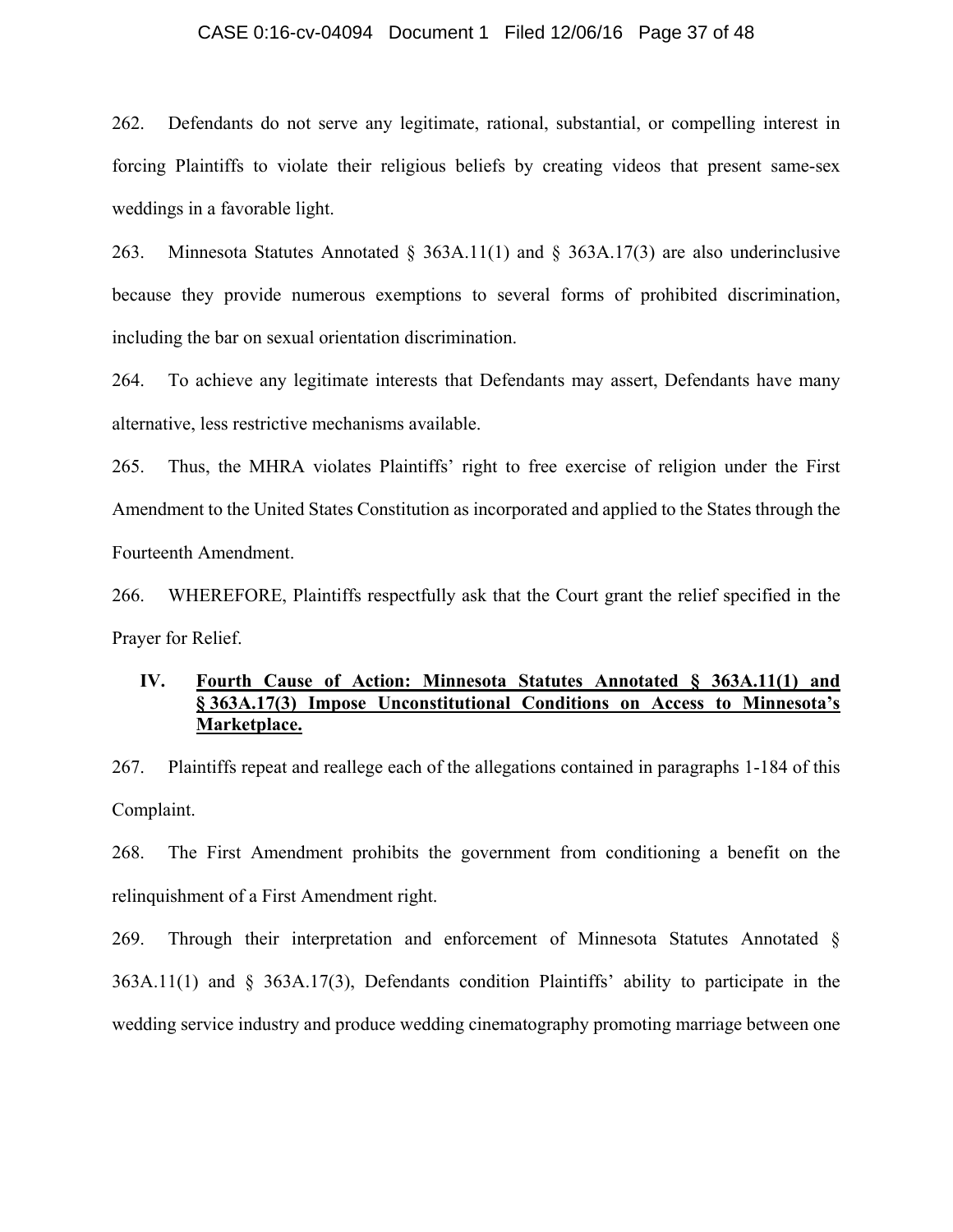262. Defendants do not serve any legitimate, rational, substantial, or compelling interest in forcing Plaintiffs to violate their religious beliefs by creating videos that present same-sex weddings in a favorable light.

263. Minnesota Statutes Annotated § 363A.11(1) and § 363A.17(3) are also underinclusive because they provide numerous exemptions to several forms of prohibited discrimination, including the bar on sexual orientation discrimination.

264. To achieve any legitimate interests that Defendants may assert, Defendants have many alternative, less restrictive mechanisms available.

265. Thus, the MHRA violates Plaintiffs' right to free exercise of religion under the First Amendment to the United States Constitution as incorporated and applied to the States through the Fourteenth Amendment.

266. WHEREFORE, Plaintiffs respectfully ask that the Court grant the relief specified in the Prayer for Relief.

## IV. <u>Fourth Cause of Action: Minnesota Statutes Annotated § 363A.11(1) and § 363A.17(3) Impose Unconstitutional Conditions on Access to Minnesota's Marketplace.</u>

267. Plaintiffs repeat and reallege each of the allegations contained in paragraphs 1-184 of this Complaint.

268. The First Amendment prohibits the government from conditioning a benefit on the relinquishment of a First Amendment right.

269. Through their interpretation and enforcement of Minnesota Statutes Annotated § 363A.11(1) and § 363A.17(3), Defendants condition Plaintiffs' ability to participate in the wedding service industry and produce wedding cinematography promoting marriage between one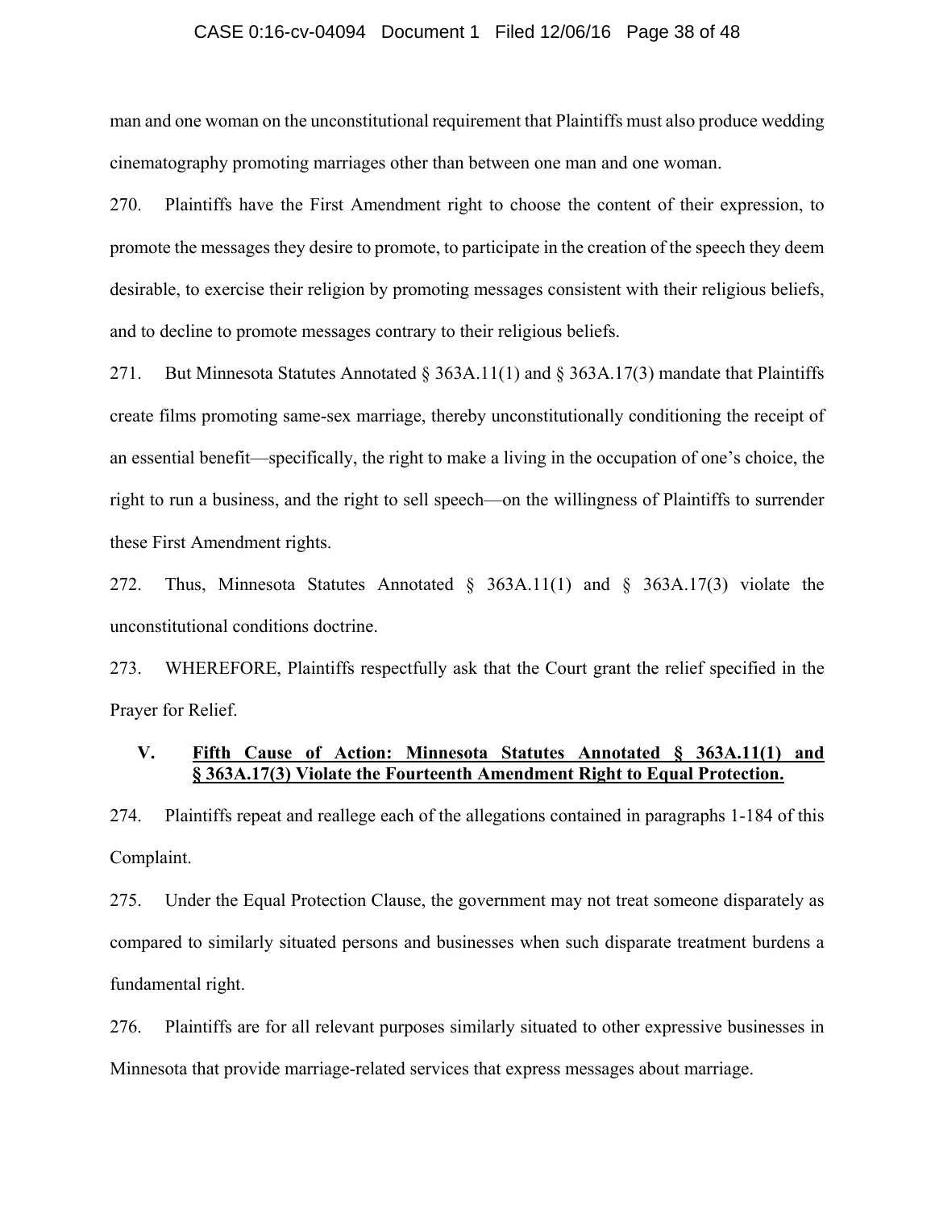man and one woman on the unconstitutional requirement that Plaintiffs must also produce wedding cinematography promoting marriages other than between one man and one woman.

270. Plaintiffs have the First Amendment right to choose the content of their expression, to promote the messages they desire to promote, to participate in the creation of the speech they deem desirable, to exercise their religion by promoting messages consistent with their religious beliefs, and to decline to promote messages contrary to their religious beliefs.

271. But Minnesota Statutes Annotated § 363A.11(1) and § 363A.17(3) mandate that Plaintiffs create films promoting same-sex marriage, thereby unconstitutionally conditioning the receipt of an essential benefit—specifically, the right to make a living in the occupation of one's choice, the right to run a business, and the right to sell speech—on the willingness of Plaintiffs to surrender these First Amendment rights.

272. Thus, Minnesota Statutes Annotated § 363A.11(1) and § 363A.17(3) violate the unconstitutional conditions doctrine.

273. WHEREFORE, Plaintiffs respectfully ask that the Court grant the relief specified in the Prayer for Relief.

### V. <u>Fifth Cause of Action: Minnesota Statutes Annotated § 363A.11(1) and § 363A.17(3) Violate the Fourteenth Amendment Right to Equal Protection.</u>

274. Plaintiffs repeat and reallege each of the allegations contained in paragraphs 1-184 of this Complaint.

275. Under the Equal Protection Clause, the government may not treat someone disparately as compared to similarly situated persons and businesses when such disparate treatment burdens a fundamental right.

276. Plaintiffs are for all relevant purposes similarly situated to other expressive businesses in Minnesota that provide marriage-related services that express messages about marriage.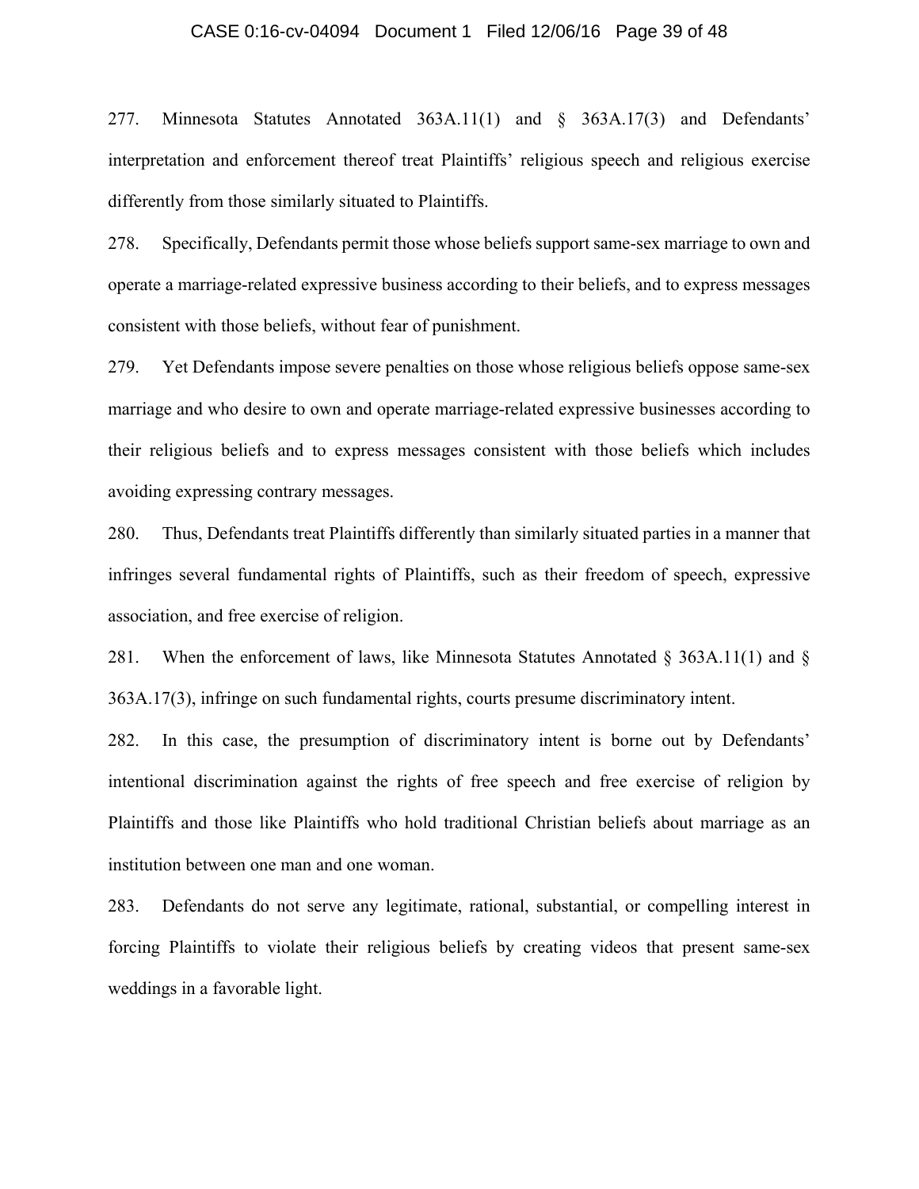277. Minnesota Statutes Annotated 363A.11(1) and § 363A.17(3) and Defendants' interpretation and enforcement thereof treat Plaintiffs' religious speech and religious exercise differently from those similarly situated to Plaintiffs.

278. Specifically, Defendants permit those whose beliefs support same-sex marriage to own and operate a marriage-related expressive business according to their beliefs, and to express messages consistent with those beliefs, without fear of punishment.

279. Yet Defendants impose severe penalties on those whose religious beliefs oppose same-sex marriage and who desire to own and operate marriage-related expressive businesses according to their religious beliefs and to express messages consistent with those beliefs which includes avoiding expressing contrary messages.

280. Thus, Defendants treat Plaintiffs differently than similarly situated parties in a manner that infringes several fundamental rights of Plaintiffs, such as their freedom of speech, expressive association, and free exercise of religion.

281. When the enforcement of laws, like Minnesota Statutes Annotated § 363A.11(1) and § 363A.17(3), infringe on such fundamental rights, courts presume discriminatory intent.

282. In this case, the presumption of discriminatory intent is borne out by Defendants' intentional discrimination against the rights of free speech and free exercise of religion by Plaintiffs and those like Plaintiffs who hold traditional Christian beliefs about marriage as an institution between one man and one woman.

283. Defendants do not serve any legitimate, rational, substantial, or compelling interest in forcing Plaintiffs to violate their religious beliefs by creating videos that present same-sex weddings in a favorable light.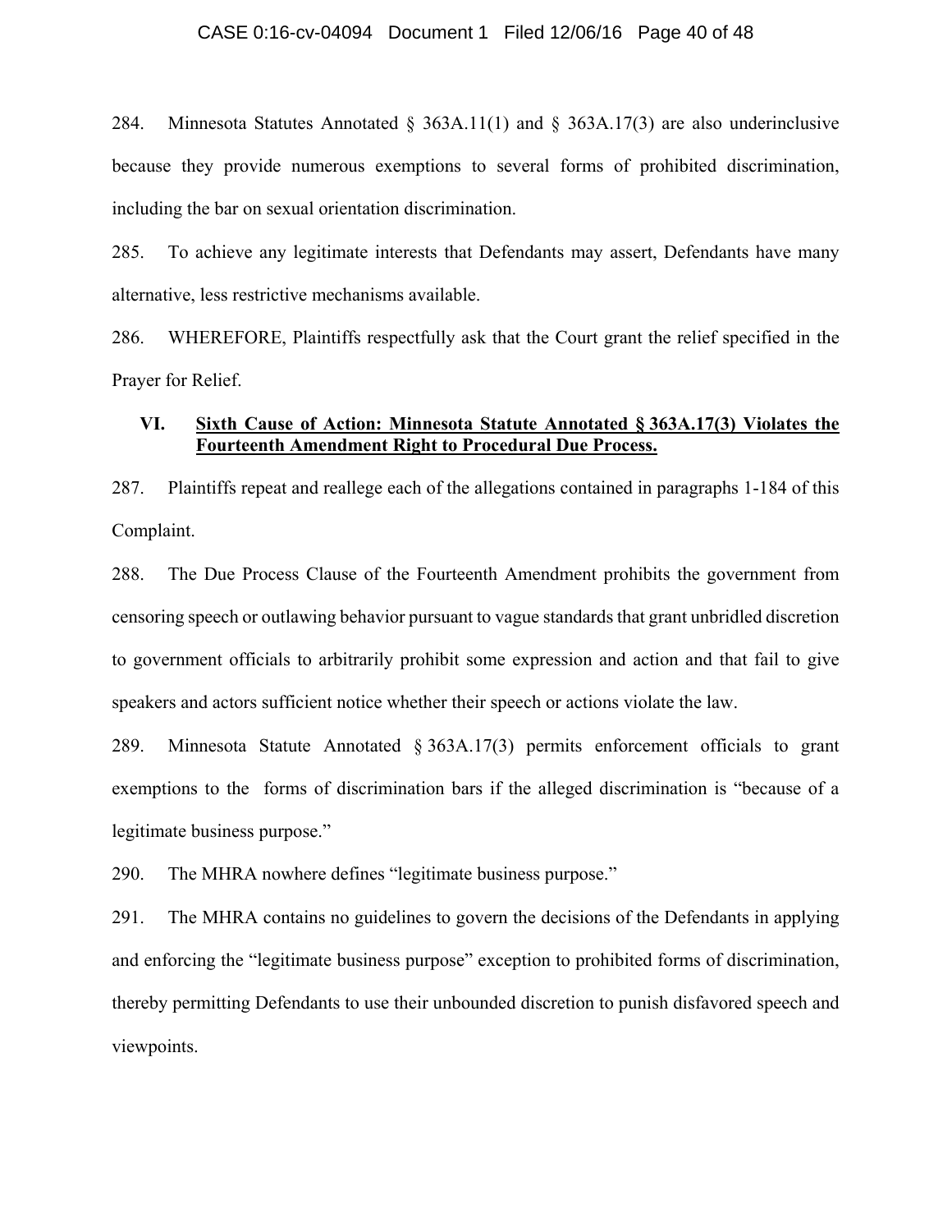284. Minnesota Statutes Annotated § 363A.11(1) and § 363A.17(3) are also underinclusive because they provide numerous exemptions to several forms of prohibited discrimination, including the bar on sexual orientation discrimination.

285. To achieve any legitimate interests that Defendants may assert, Defendants have many alternative, less restrictive mechanisms available.

286. WHEREFORE, Plaintiffs respectfully ask that the Court grant the relief specified in the Prayer for Relief.

## VI. Sixth Cause of Action: Minnesota Statute Annotated § 363A.17(3) Violates the Fourteenth Amendment Right to Procedural Due Process.

287. Plaintiffs repeat and reallege each of the allegations contained in paragraphs 1-184 of this Complaint.

288. The Due Process Clause of the Fourteenth Amendment prohibits the government from censoring speech or outlawing behavior pursuant to vague standards that grant unbridled discretion to government officials to arbitrarily prohibit some expression and action and that fail to give speakers and actors sufficient notice whether their speech or actions violate the law.

289. Minnesota Statute Annotated § 363A.17(3) permits enforcement officials to grant exemptions to the forms of discrimination bars if the alleged discrimination is "because of a legitimate business purpose."

290. The MHRA nowhere defines "legitimate business purpose."

291. The MHRA contains no guidelines to govern the decisions of the Defendants in applying and enforcing the "legitimate business purpose" exception to prohibited forms of discrimination, thereby permitting Defendants to use their unbounded discretion to punish disfavored speech and viewpoints.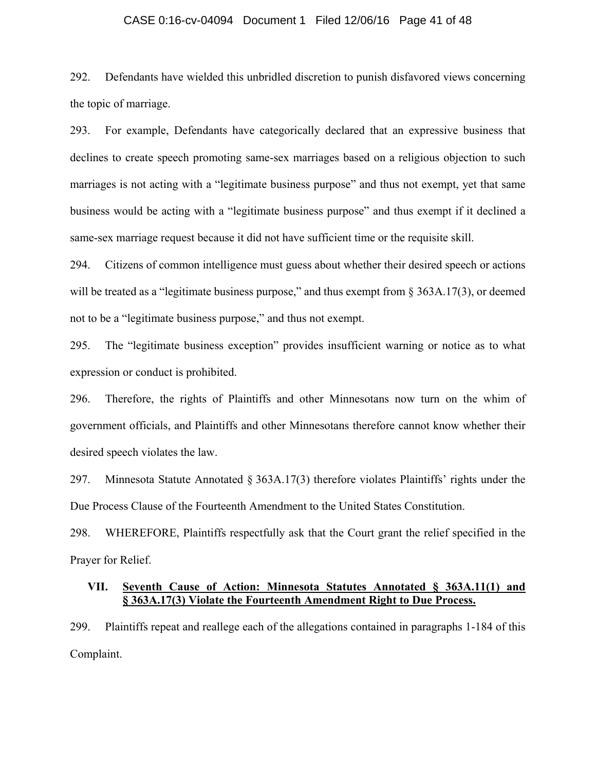292. Defendants have wielded this unbridled discretion to punish disfavored views concerning the topic of marriage.

293. For example, Defendants have categorically declared that an expressive business that declines to create speech promoting same-sex marriages based on a religious objection to such marriages is not acting with a "legitimate business purpose" and thus not exempt, yet that same business would be acting with a "legitimate business purpose" and thus exempt if it declined a same-sex marriage request because it did not have sufficient time or the requisite skill.

294. Citizens of common intelligence must guess about whether their desired speech or actions will be treated as a "legitimate business purpose," and thus exempt from § 363A.17(3), or deemed not to be a "legitimate business purpose," and thus not exempt.

295. The "legitimate business exception" provides insufficient warning or notice as to what expression or conduct is prohibited.

296. Therefore, the rights of Plaintiffs and other Minnesotans now turn on the whim of government officials, and Plaintiffs and other Minnesotans therefore cannot know whether their desired speech violates the law.

297. Minnesota Statute Annotated § 363A.17(3) therefore violates Plaintiffs' rights under the Due Process Clause of the Fourteenth Amendment to the United States Constitution.

298. WHEREFORE, Plaintiffs respectfully ask that the Court grant the relief specified in the Prayer for Relief.

## VII. Seventh Cause of Action: Minnesota Statutes Annotated § 363A.11(1) and § 363A.17(3) Violate the Fourteenth Amendment Right to Due Process.

299. Plaintiffs repeat and reallege each of the allegations contained in paragraphs 1-184 of this Complaint.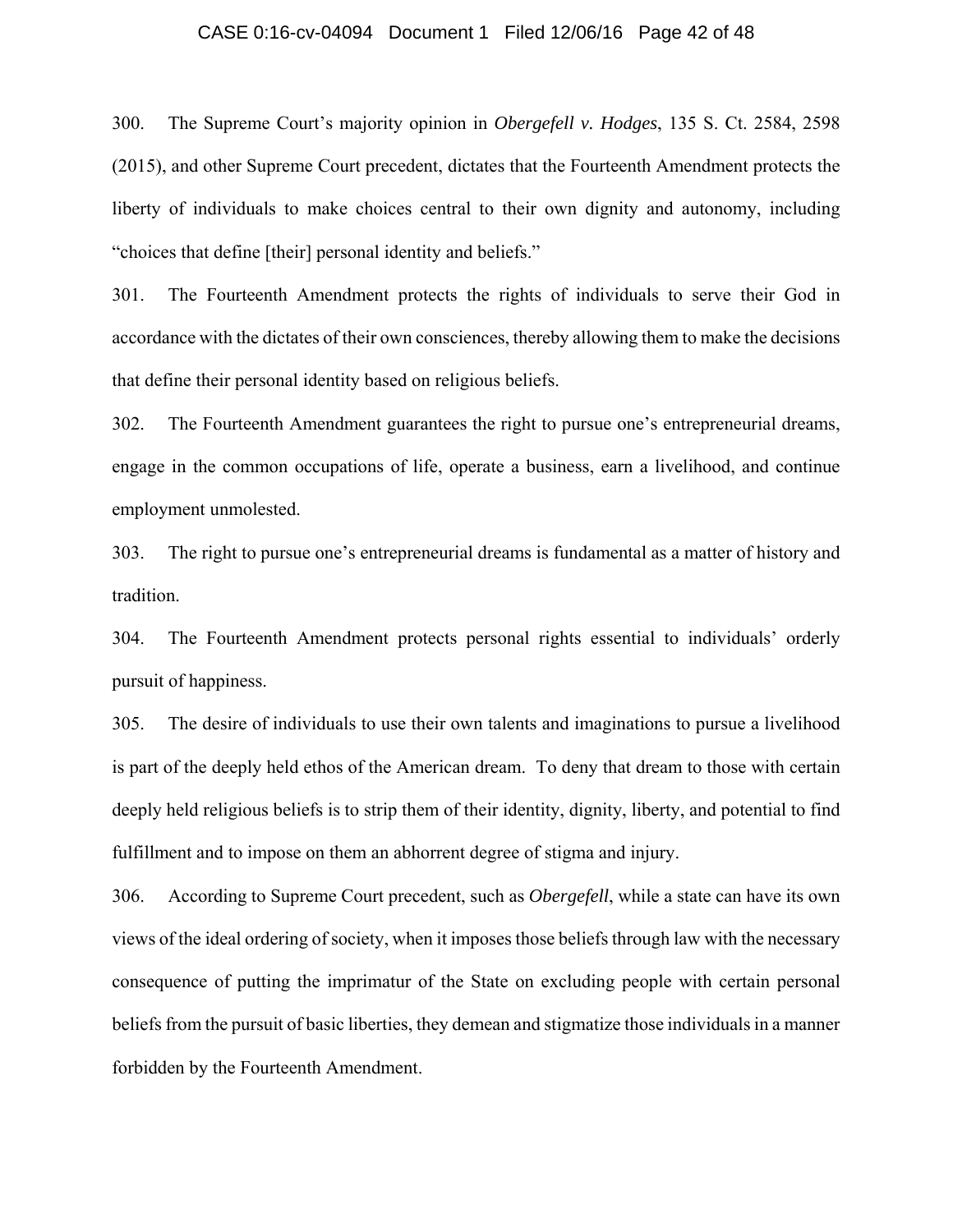300. The Supreme Court's majority opinion in *Obergefell v. Hodges*, 135 S. Ct. 2584, 2598 (2015), and other Supreme Court precedent, dictates that the Fourteenth Amendment protects the liberty of individuals to make choices central to their own dignity and autonomy, including "choices that define [their] personal identity and beliefs."

301. The Fourteenth Amendment protects the rights of individuals to serve their God in accordance with the dictates of their own consciences, thereby allowing them to make the decisions that define their personal identity based on religious beliefs.

302. The Fourteenth Amendment guarantees the right to pursue one's entrepreneurial dreams, engage in the common occupations of life, operate a business, earn a livelihood, and continue employment unmolested.

303. The right to pursue one's entrepreneurial dreams is fundamental as a matter of history and tradition.

304. The Fourteenth Amendment protects personal rights essential to individuals' orderly pursuit of happiness.

305. The desire of individuals to use their own talents and imaginations to pursue a livelihood is part of the deeply held ethos of the American dream. To deny that dream to those with certain deeply held religious beliefs is to strip them of their identity, dignity, liberty, and potential to find fulfillment and to impose on them an abhorrent degree of stigma and injury.

306. According to Supreme Court precedent, such as *Obergefell*, while a state can have its own views of the ideal ordering of society, when it imposes those beliefs through law with the necessary consequence of putting the imprimatur of the State on excluding people with certain personal beliefs from the pursuit of basic liberties, they demean and stigmatize those individuals in a manner forbidden by the Fourteenth Amendment.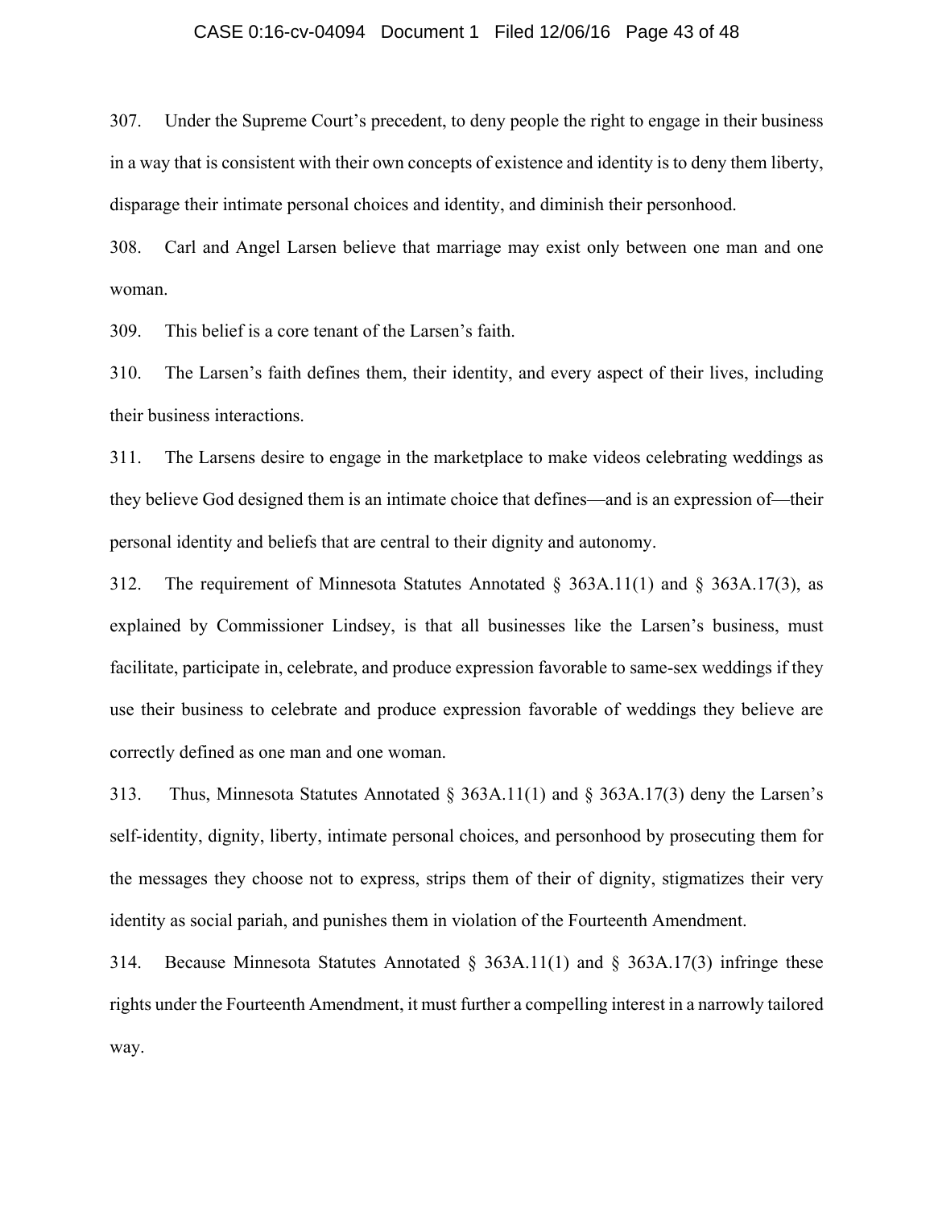307. Under the Supreme Court's precedent, to deny people the right to engage in their business in a way that is consistent with their own concepts of existence and identity is to deny them liberty, disparage their intimate personal choices and identity, and diminish their personhood.

308. Carl and Angel Larsen believe that marriage may exist only between one man and one woman.

309. This belief is a core tenant of the Larsen's faith.

310. The Larsen's faith defines them, their identity, and every aspect of their lives, including their business interactions.

311. The Larsens desire to engage in the marketplace to make videos celebrating weddings as they believe God designed them is an intimate choice that defines—and is an expression of—their personal identity and beliefs that are central to their dignity and autonomy.

312. The requirement of Minnesota Statutes Annotated § 363A.11(1) and § 363A.17(3), as explained by Commissioner Lindsey, is that all businesses like the Larsen's business, must facilitate, participate in, celebrate, and produce expression favorable to same-sex weddings if they use their business to celebrate and produce expression favorable of weddings they believe are correctly defined as one man and one woman.

313. Thus, Minnesota Statutes Annotated § 363A.11(1) and § 363A.17(3) deny the Larsen's self-identity, dignity, liberty, intimate personal choices, and personhood by prosecuting them for the messages they choose not to express, strips them of their of dignity, stigmatizes their very identity as social pariah, and punishes them in violation of the Fourteenth Amendment.

314. Because Minnesota Statutes Annotated § 363A.11(1) and § 363A.17(3) infringe these rights under the Fourteenth Amendment, it must further a compelling interest in a narrowly tailored way.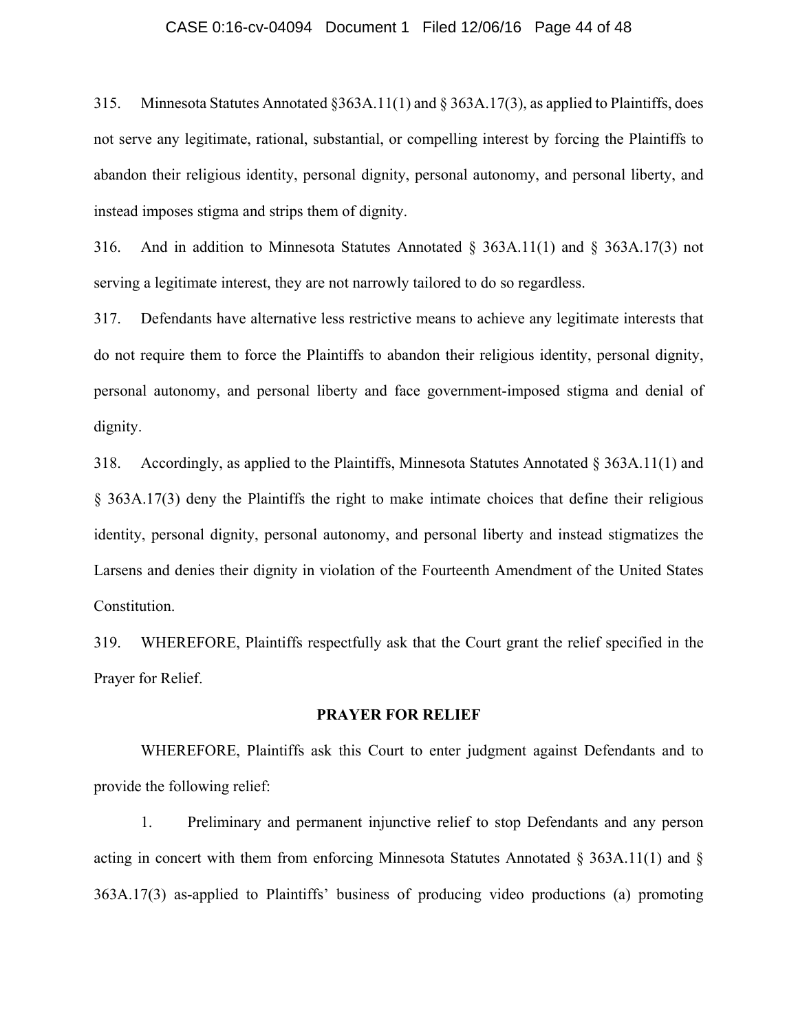315. Minnesota Statutes Annotated §363A.11(1) and § 363A.17(3), as applied to Plaintiffs, does not serve any legitimate, rational, substantial, or compelling interest by forcing the Plaintiffs to abandon their religious identity, personal dignity, personal autonomy, and personal liberty, and instead imposes stigma and strips them of dignity.

316. And in addition to Minnesota Statutes Annotated § 363A.11(1) and § 363A.17(3) not serving a legitimate interest, they are not narrowly tailored to do so regardless.

317. Defendants have alternative less restrictive means to achieve any legitimate interests that do not require them to force the Plaintiffs to abandon their religious identity, personal dignity, personal autonomy, and personal liberty and face government-imposed stigma and denial of dignity.

318. Accordingly, as applied to the Plaintiffs, Minnesota Statutes Annotated § 363A.11(1) and § 363A.17(3) deny the Plaintiffs the right to make intimate choices that define their religious identity, personal dignity, personal autonomy, and personal liberty and instead stigmatizes the Larsens and denies their dignity in violation of the Fourteenth Amendment of the United States Constitution.

319. WHEREFORE, Plaintiffs respectfully ask that the Court grant the relief specified in the Prayer for Relief.

## PRAYER FOR RELIEF

WHEREFORE, Plaintiffs ask this Court to enter judgment against Defendants and to provide the following relief:

1. Preliminary and permanent injunctive relief to stop Defendants and any person acting in concert with them from enforcing Minnesota Statutes Annotated § 363A.11(1) and § 363A.17(3) as-applied to Plaintiffs' business of producing video productions (a) promoting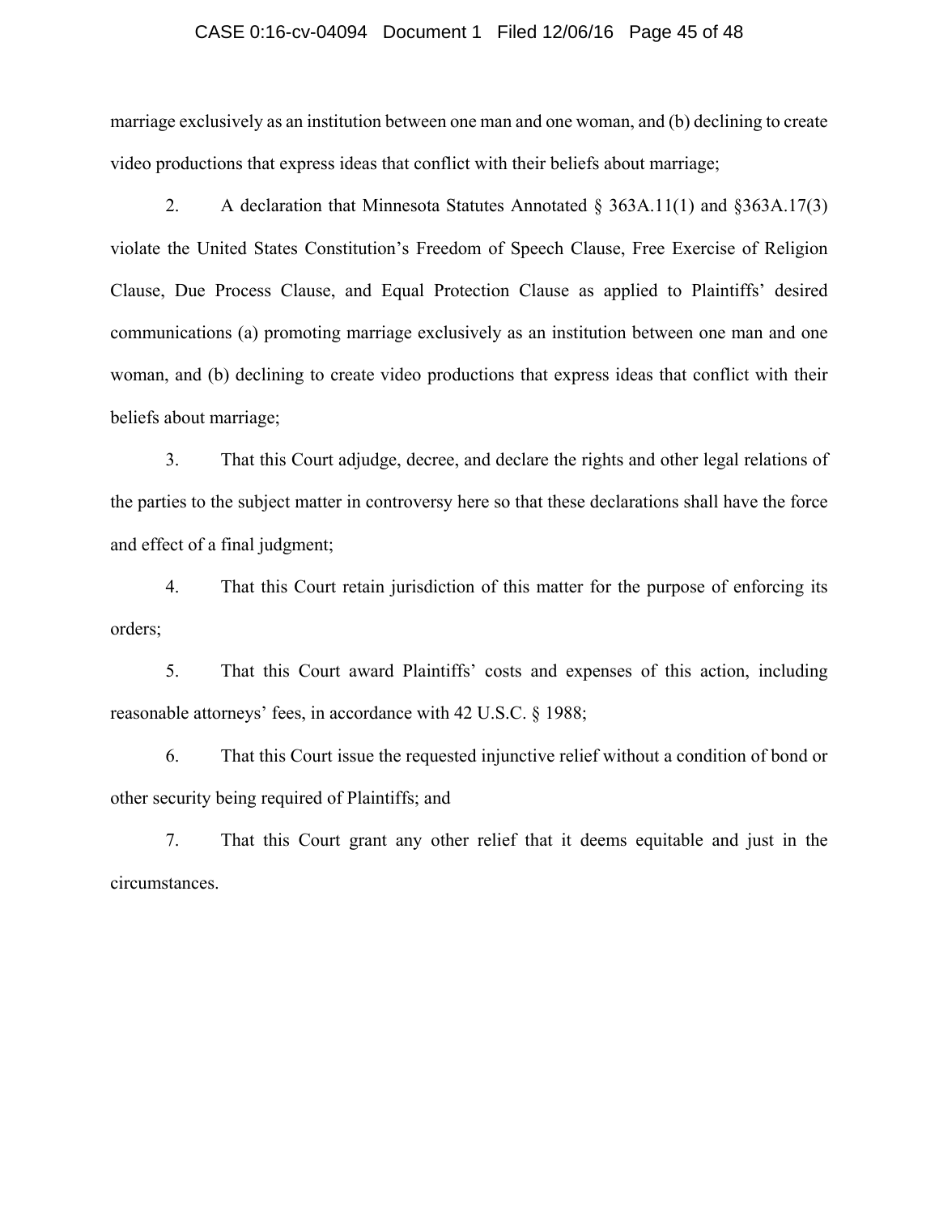marriage exclusively as an institution between one man and one woman, and (b) declining to create video productions that express ideas that conflict with their beliefs about marriage;

2. A declaration that Minnesota Statutes Annotated § 363A.11(1) and §363A.17(3) violate the United States Constitution's Freedom of Speech Clause, Free Exercise of Religion Clause, Due Process Clause, and Equal Protection Clause as applied to Plaintiffs' desired communications (a) promoting marriage exclusively as an institution between one man and one woman, and (b) declining to create video productions that express ideas that conflict with their beliefs about marriage;

3. That this Court adjudge, decree, and declare the rights and other legal relations of the parties to the subject matter in controversy here so that these declarations shall have the force and effect of a final judgment;

4. That this Court retain jurisdiction of this matter for the purpose of enforcing its orders;

5. That this Court award Plaintiffs' costs and expenses of this action, including reasonable attorneys' fees, in accordance with 42 U.S.C. § 1988;

6. That this Court issue the requested injunctive relief without a condition of bond or other security being required of Plaintiffs; and

7. That this Court grant any other relief that it deems equitable and just in the circumstances.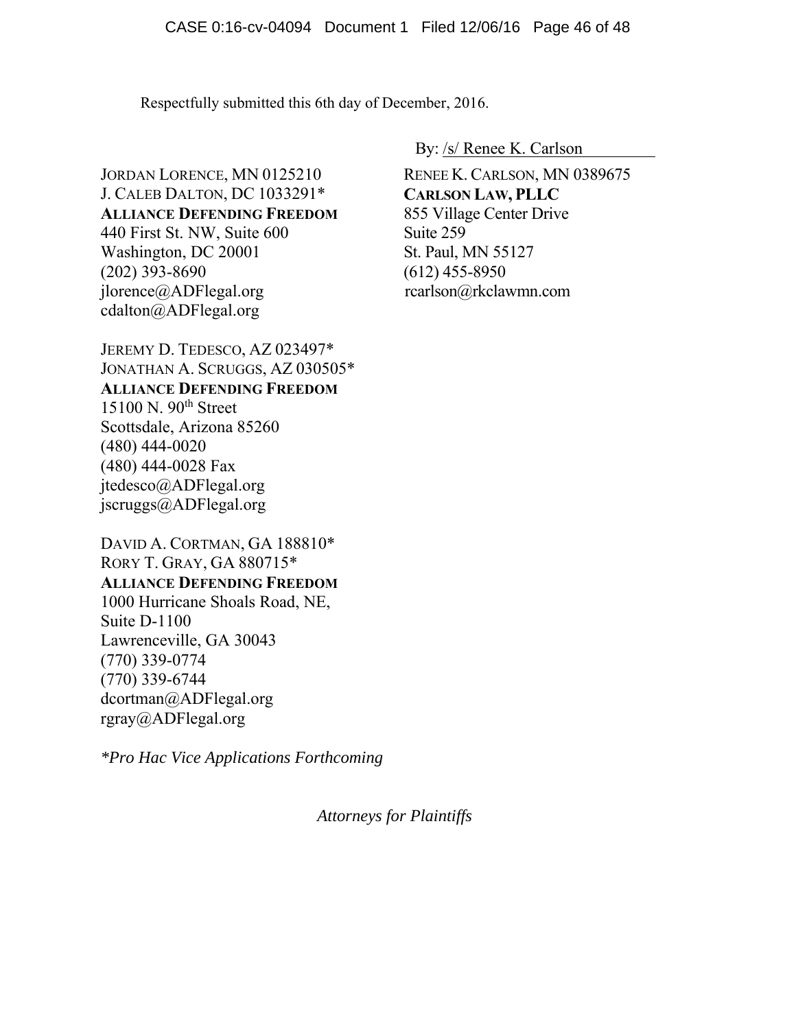Respectfully submitted this 6th day of December, 2016.

By: /s/ Renee K. Carlson

RENEE K. CARLSON, MN 0389675
**CARLSON LAW, PLLC**
855 Village Center Drive
Suite 259
St. Paul, MN 55127
(612) 455-8950
rcarlson@rkclawmn.com

JORDAN LORENCE, MN 0125210
J. CALEB DALTON, DC 1033291*
**ALLIANCE DEFENDING FREEDOM**
440 First St. NW, Suite 600
Washington, DC 20001
(202) 393-8690
jlorence@ADFlegal.org
cdalton@ADFlegal.org

JEREMY D. TEDESCO, AZ 023497*
JONATHAN A. SCRUGGS, AZ 030505*
**ALLIANCE DEFENDING FREEDOM**
15100 N. 90th Street
Scottsdale, Arizona 85260
(480) 444-0020
(480) 444-0028 Fax
jtedesco@ADFlegal.org
jscruggs@ADFlegal.org

DAVID A. CORTMAN, GA 188810*
RORY T. GRAY, GA 880715*
**ALLIANCE DEFENDING FREEDOM**
1000 Hurricane Shoals Road, NE,
Suite D-1100
Lawrenceville, GA 30043
(770) 339-0774
(770) 339-6744
dcortman@ADFlegal.org
rgray@ADFlegal.org

*\*Pro Hac Vice Applications Forthcoming*

*Attorneys for Plaintiffs*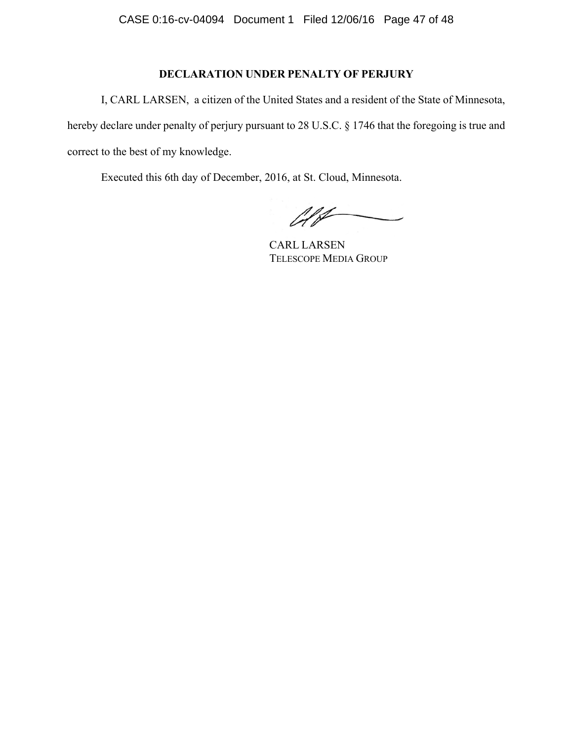**DECLARATION UNDER PENALTY OF PERJURY**

I, CARL LARSEN, a citizen of the United States and a resident of the State of Minnesota, hereby declare under penalty of perjury pursuant to 28 U.S.C. § 1746 that the foregoing is true and correct to the best of my knowledge.

Executed this 6th day of December, 2016, at St. Cloud, Minnesota.

CARL LARSEN
TELESCOPE MEDIA GROUP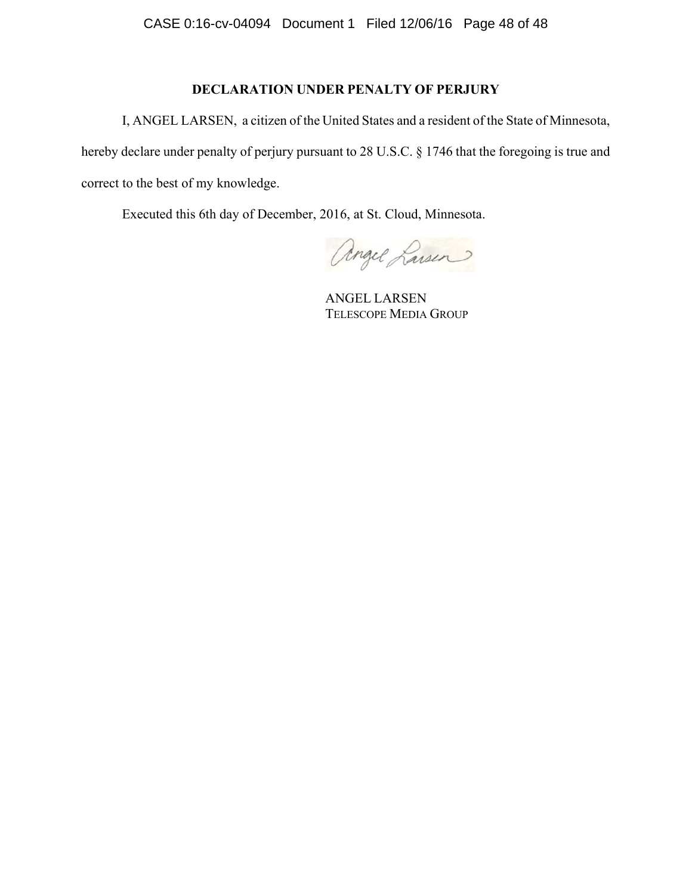**DECLARATION UNDER PENALTY OF PERJURY**

I, ANGEL LARSEN, a citizen of the United States and a resident of the State of Minnesota, hereby declare under penalty of perjury pursuant to 28 U.S.C. § 1746 that the foregoing is true and correct to the best of my knowledge.

Executed this 6th day of December, 2016, at St. Cloud, Minnesota.

Angel Larsen

ANGEL LARSEN
TELESCOPE MEDIA GROUP